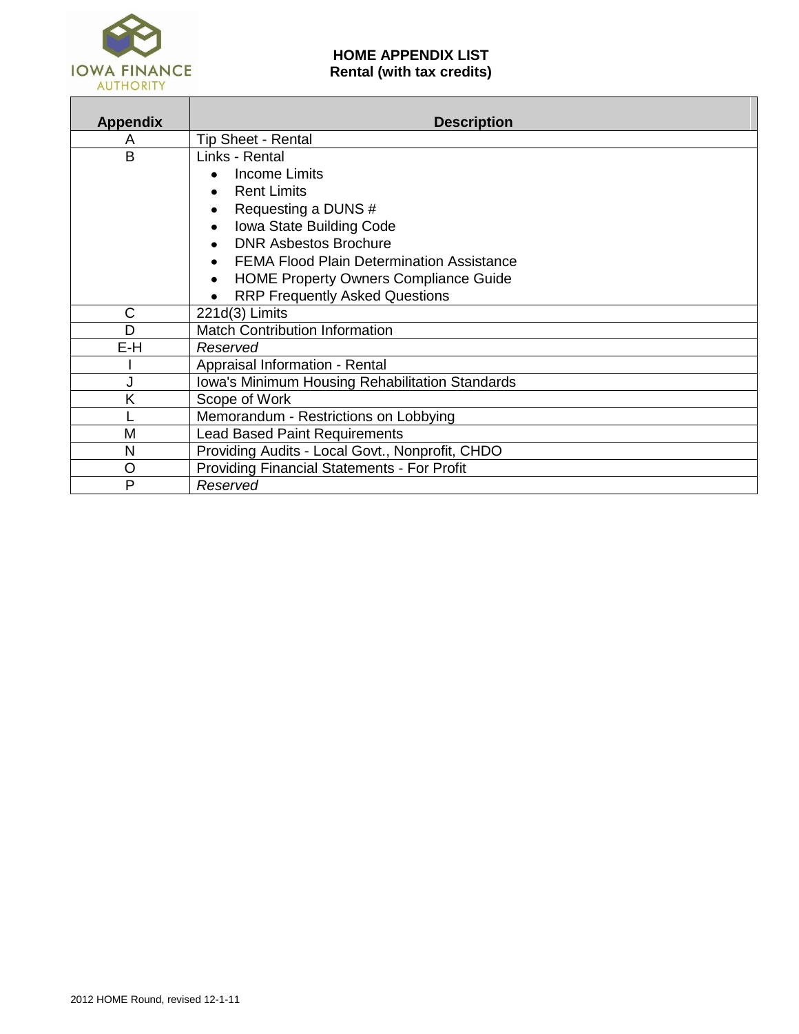IOWA FINANCE AUTHORITY

# HOME APPENDIX LIST
## Rental (with tax credits)

| Appendix | Description |
|---|---|
| A | Tip Sheet - Rental |
| B | Links - Rental<br>• Income Limits<br>• Rent Limits<br>• Requesting a DUNS #<br>• Iowa State Building Code<br>• DNR Asbestos Brochure<br>• FEMA Flood Plain Determination Assistance<br>• HOME Property Owners Compliance Guide<br>• RRP Frequently Asked Questions |
| C | 221d(3) Limits |
| D | Match Contribution Information |
| E-H | *Reserved* |
| I | Appraisal Information - Rental |
| J | Iowa's Minimum Housing Rehabilitation Standards |
| K | Scope of Work |
| L | Memorandum - Restrictions on Lobbying |
| M | Lead Based Paint Requirements |
| N | Providing Audits - Local Govt., Nonprofit, CHDO |
| O | Providing Financial Statements - For Profit |
| P | *Reserved* |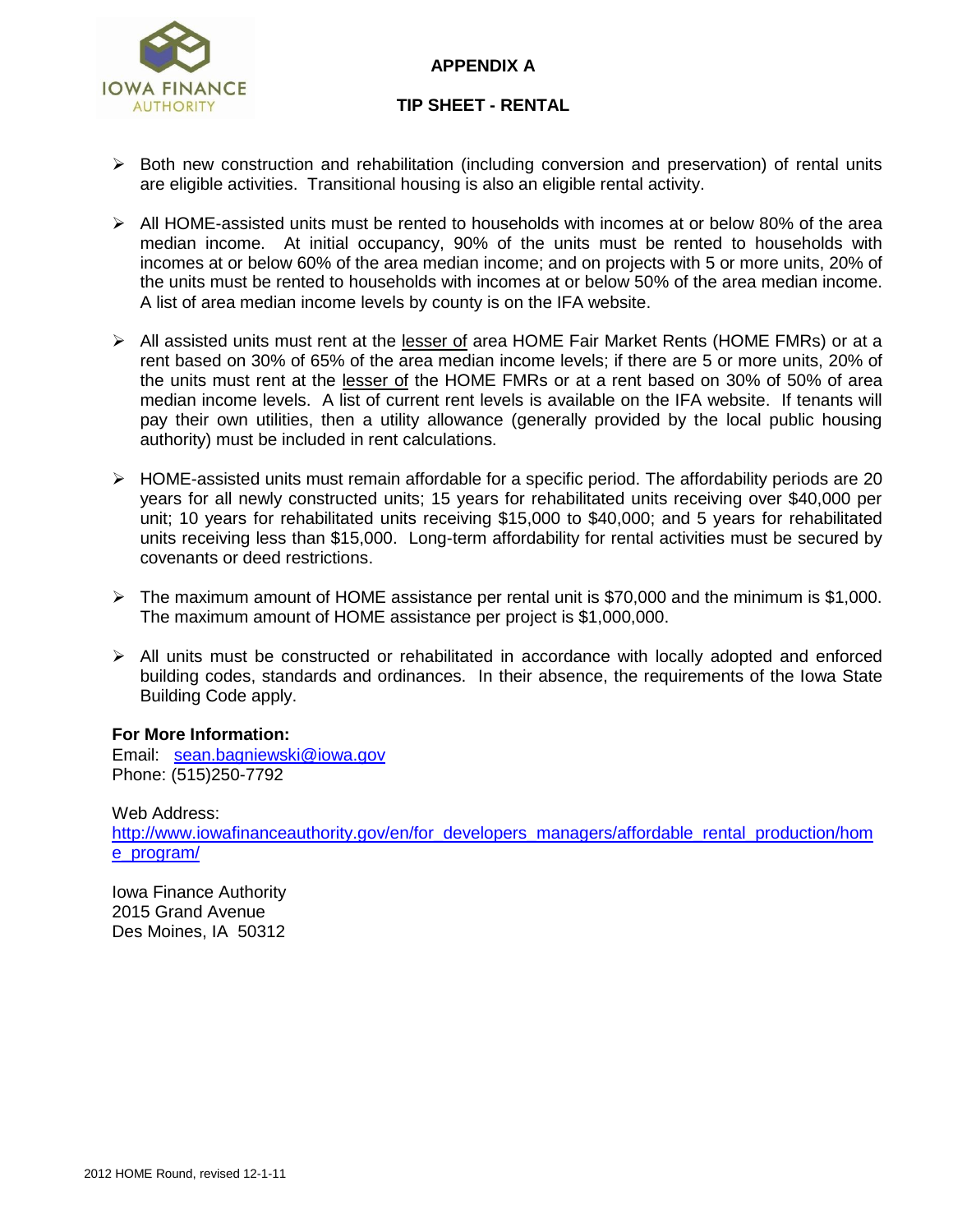## APPENDIX A

## TIP SHEET - RENTAL

- Both new construction and rehabilitation (including conversion and preservation) of rental units are eligible activities. Transitional housing is also an eligible rental activity.

- All HOME-assisted units must be rented to households with incomes at or below 80% of the area median income. At initial occupancy, 90% of the units must be rented to households with incomes at or below 60% of the area median income; and on projects with 5 or more units, 20% of the units must be rented to households with incomes at or below 50% of the area median income. A list of area median income levels by county is on the IFA website.

- All assisted units must rent at the lesser of area HOME Fair Market Rents (HOME FMRs) or at a rent based on 30% of 65% of the area median income levels; if there are 5 or more units, 20% of the units must rent at the lesser of the HOME FMRs or at a rent based on 30% of 50% of area median income levels. A list of current rent levels is available on the IFA website. If tenants will pay their own utilities, then a utility allowance (generally provided by the local public housing authority) must be included in rent calculations.

- HOME-assisted units must remain affordable for a specific period. The affordability periods are 20 years for all newly constructed units; 15 years for rehabilitated units receiving over $40,000 per unit; 10 years for rehabilitated units receiving $15,000 to $40,000; and 5 years for rehabilitated units receiving less than $15,000. Long-term affordability for rental activities must be secured by covenants or deed restrictions.

- The maximum amount of HOME assistance per rental unit is $70,000 and the minimum is $1,000. The maximum amount of HOME assistance per project is $1,000,000.

- All units must be constructed or rehabilitated in accordance with locally adopted and enforced building codes, standards and ordinances. In their absence, the requirements of the Iowa State Building Code apply.

**For More Information:**
Email: sean.bagniewski@iowa.gov
Phone: (515)250-7792

Web Address:
http://www.iowafinanceauthority.gov/en/for_developers_managers/affordable_rental_production/home_program/

Iowa Finance Authority
2015 Grand Avenue
Des Moines, IA 50312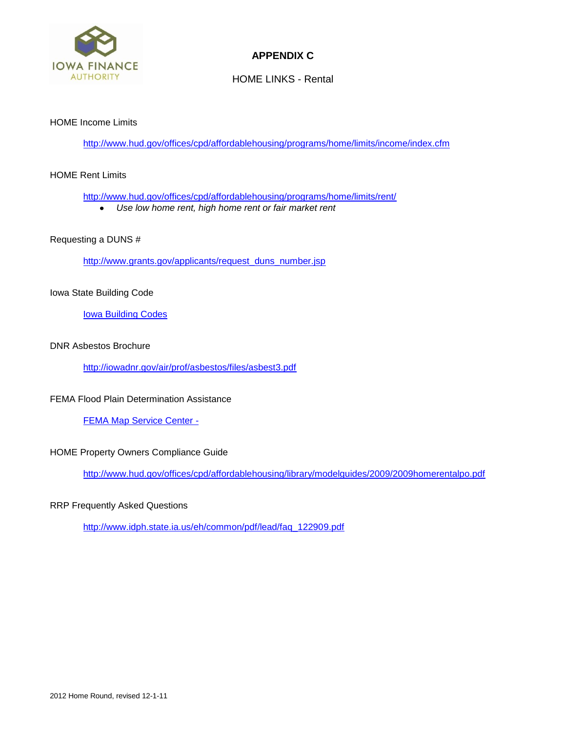# APPENDIX C

## HOME LINKS - Rental

HOME Income Limits

[http://www.hud.gov/offices/cpd/affordablehousing/programs/home/limits/income/index.cfm](http://www.hud.gov/offices/cpd/affordablehousing/programs/home/limits/income/index.cfm)

HOME Rent Limits

[http://www.hud.gov/offices/cpd/affordablehousing/programs/home/limits/rent/](http://www.hud.gov/offices/cpd/affordablehousing/programs/home/limits/rent/)

- *Use low home rent, high home rent or fair market rent*

Requesting a DUNS #

[http://www.grants.gov/applicants/request_duns_number.jsp](http://www.grants.gov/applicants/request_duns_number.jsp)

Iowa State Building Code

Iowa Building Codes

DNR Asbestos Brochure

[http://iowadnr.gov/air/prof/asbestos/files/asbest3.pdf](http://iowadnr.gov/air/prof/asbestos/files/asbest3.pdf)

FEMA Flood Plain Determination Assistance

FEMA Map Service Center -

HOME Property Owners Compliance Guide

[http://www.hud.gov/offices/cpd/affordablehousing/library/modelguides/2009/2009homerentalpo.pdf](http://www.hud.gov/offices/cpd/affordablehousing/library/modelguides/2009/2009homerentalpo.pdf)

RRP Frequently Asked Questions

[http://www.idph.state.ia.us/eh/common/pdf/lead/faq_122909.pdf](http://www.idph.state.ia.us/eh/common/pdf/lead/faq_122909.pdf)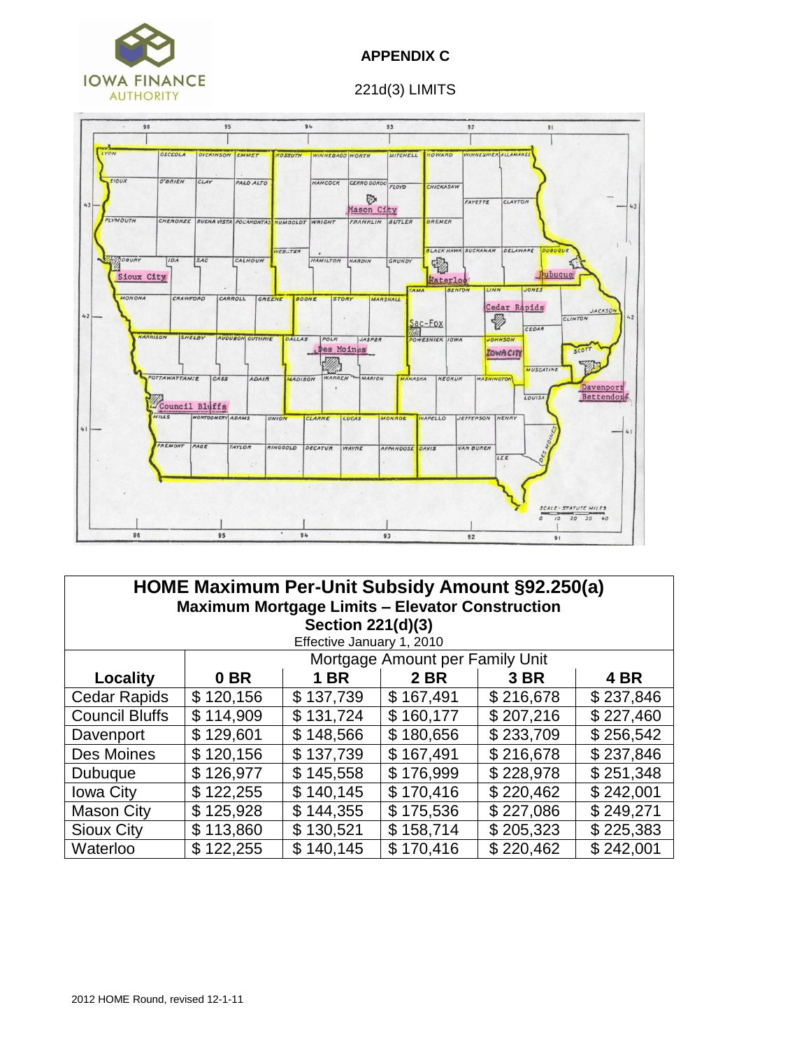**APPENDIX C**

221d(3) LIMITS

# HOME Maximum Per-Unit Subsidy Amount §92.250(a)

## Maximum Mortgage Limits – Elevator Construction

### Section 221(d)(3)

Effective January 1, 2010

| Locality | Mortgage Amount per Family Unit | | | | |
|---|---|---|---|---|---|
| | 0 BR | 1 BR | 2 BR | 3 BR | 4 BR |
| Cedar Rapids | $ 120,156 | $ 137,739 | $ 167,491 | $ 216,678 | $ 237,846 |
| Council Bluffs | $ 114,909 | $ 131,724 | $ 160,177 | $ 207,216 | $ 227,460 |
| Davenport | $ 129,601 | $ 148,566 | $ 180,656 | $ 233,709 | $ 256,542 |
| Des Moines | $ 120,156 | $ 137,739 | $ 167,491 | $ 216,678 | $ 237,846 |
| Dubuque | $ 126,977 | $ 145,558 | $ 176,999 | $ 228,978 | $ 251,348 |
| Iowa City | $ 122,255 | $ 140,145 | $ 170,416 | $ 220,462 | $ 242,001 |
| Mason City | $ 125,928 | $ 144,355 | $ 175,536 | $ 227,086 | $ 249,271 |
| Sioux City | $ 113,860 | $ 130,521 | $ 158,714 | $ 205,323 | $ 225,383 |
| Waterloo | $ 122,255 | $ 140,145 | $ 170,416 | $ 220,462 | $ 242,001 |

2012 HOME Round, revised 12-1-11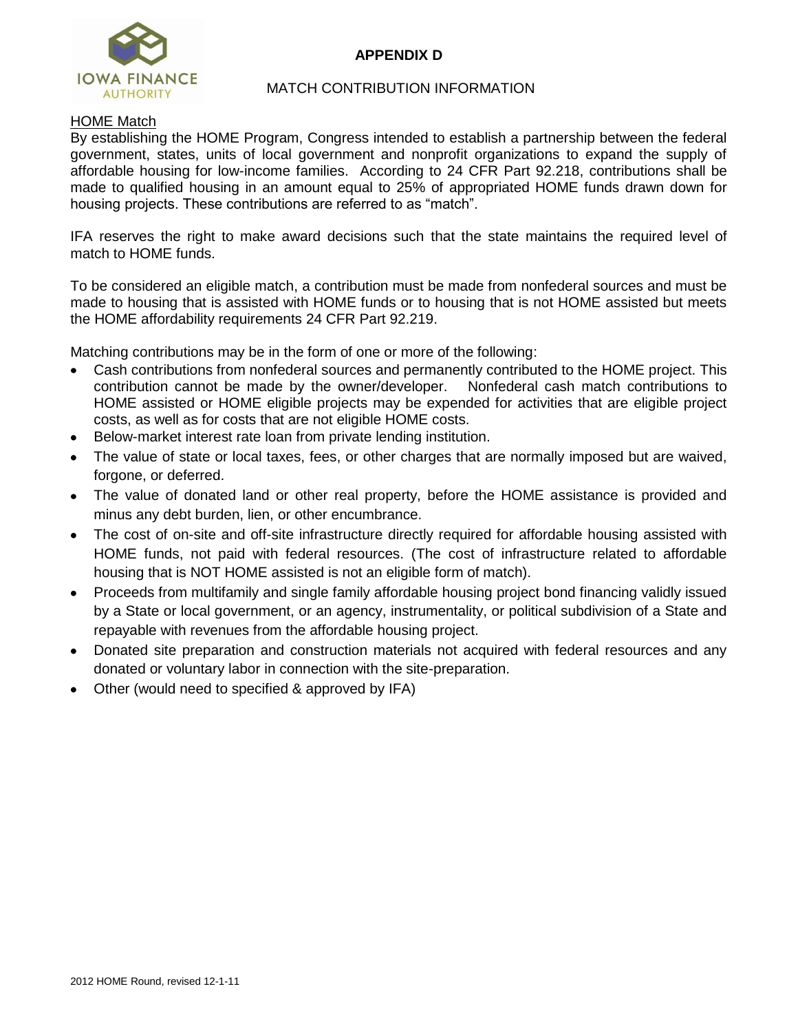# APPENDIX D

## MATCH CONTRIBUTION INFORMATION

### HOME Match

By establishing the HOME Program, Congress intended to establish a partnership between the federal government, states, units of local government and nonprofit organizations to expand the supply of affordable housing for low-income families. According to 24 CFR Part 92.218, contributions shall be made to qualified housing in an amount equal to 25% of appropriated HOME funds drawn down for housing projects. These contributions are referred to as "match".

IFA reserves the right to make award decisions such that the state maintains the required level of match to HOME funds.

To be considered an eligible match, a contribution must be made from nonfederal sources and must be made to housing that is assisted with HOME funds or to housing that is not HOME assisted but meets the HOME affordability requirements 24 CFR Part 92.219.

Matching contributions may be in the form of one or more of the following:

- Cash contributions from nonfederal sources and permanently contributed to the HOME project. This contribution cannot be made by the owner/developer. Nonfederal cash match contributions to HOME assisted or HOME eligible projects may be expended for activities that are eligible project costs, as well as for costs that are not eligible HOME costs.
- Below-market interest rate loan from private lending institution.
- The value of state or local taxes, fees, or other charges that are normally imposed but are waived, forgone, or deferred.
- The value of donated land or other real property, before the HOME assistance is provided and minus any debt burden, lien, or other encumbrance.
- The cost of on-site and off-site infrastructure directly required for affordable housing assisted with HOME funds, not paid with federal resources. (The cost of infrastructure related to affordable housing that is NOT HOME assisted is not an eligible form of match).
- Proceeds from multifamily and single family affordable housing project bond financing validly issued by a State or local government, or an agency, instrumentality, or political subdivision of a State and repayable with revenues from the affordable housing project.
- Donated site preparation and construction materials not acquired with federal resources and any donated or voluntary labor in connection with the site-preparation.
- Other (would need to specified & approved by IFA)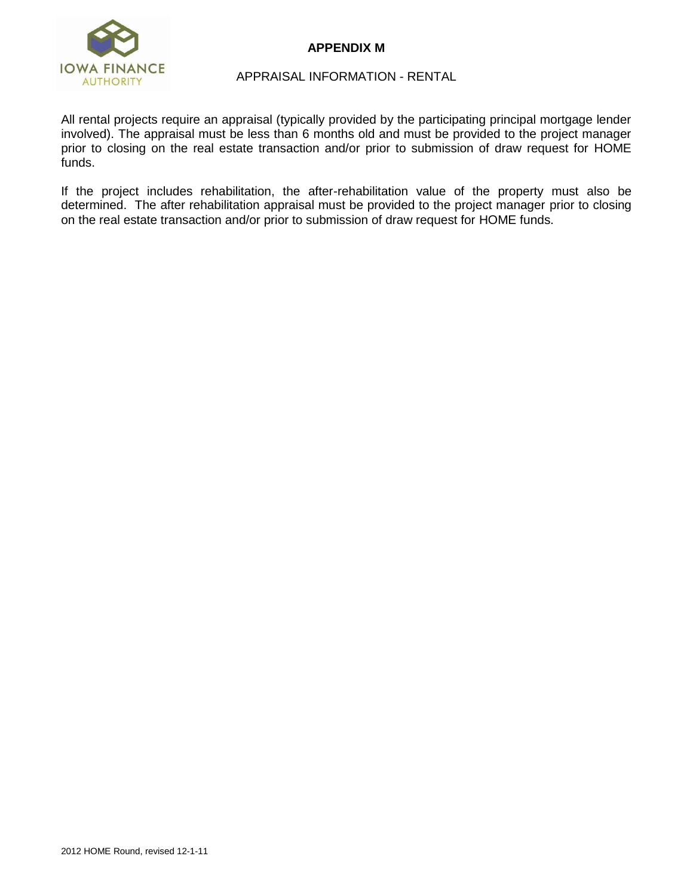# APPENDIX M

## APPRAISAL INFORMATION - RENTAL

All rental projects require an appraisal (typically provided by the participating principal mortgage lender involved). The appraisal must be less than 6 months old and must be provided to the project manager prior to closing on the real estate transaction and/or prior to submission of draw request for HOME funds.

If the project includes rehabilitation, the after-rehabilitation value of the property must also be determined. The after rehabilitation appraisal must be provided to the project manager prior to closing on the real estate transaction and/or prior to submission of draw request for HOME funds.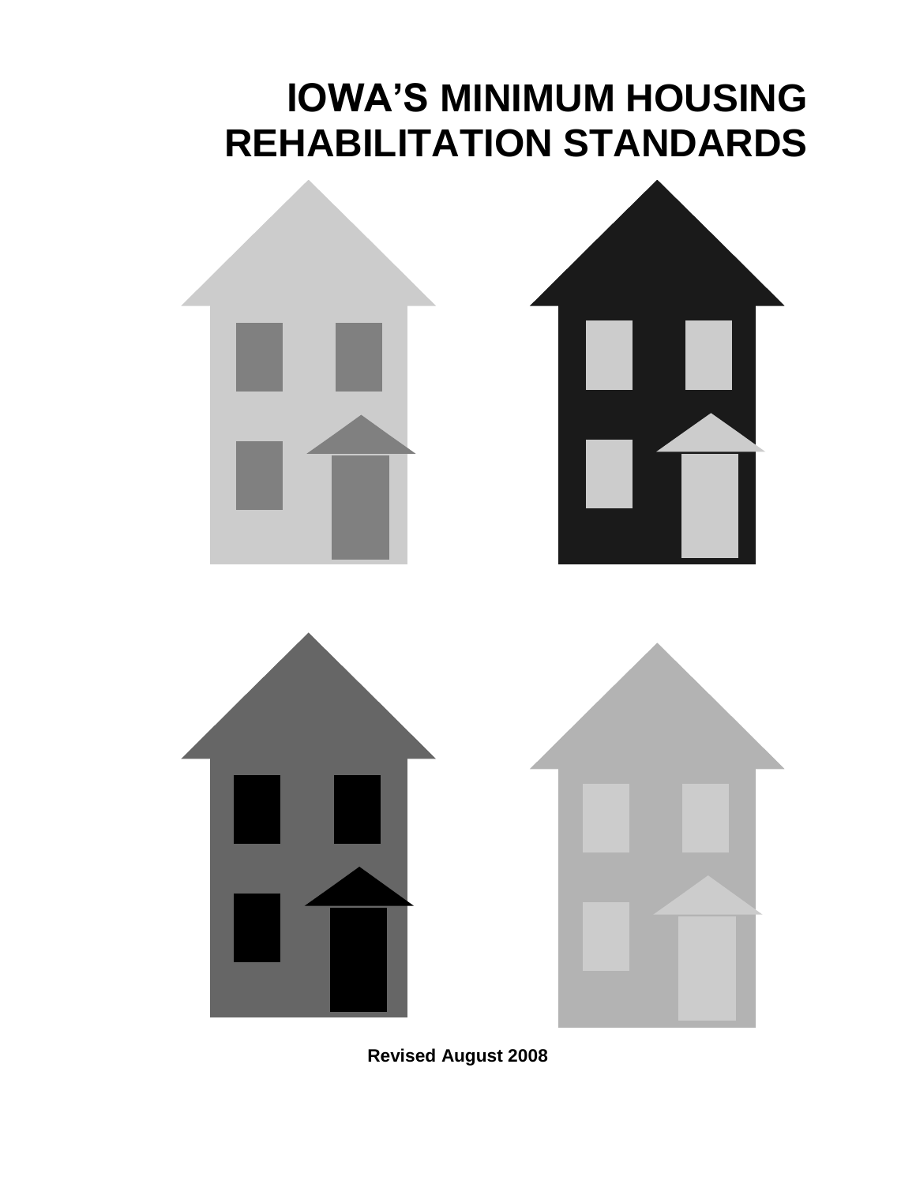# IOWA'S MINIMUM HOUSING REHABILITATION STANDARDS

**Revised August 2008**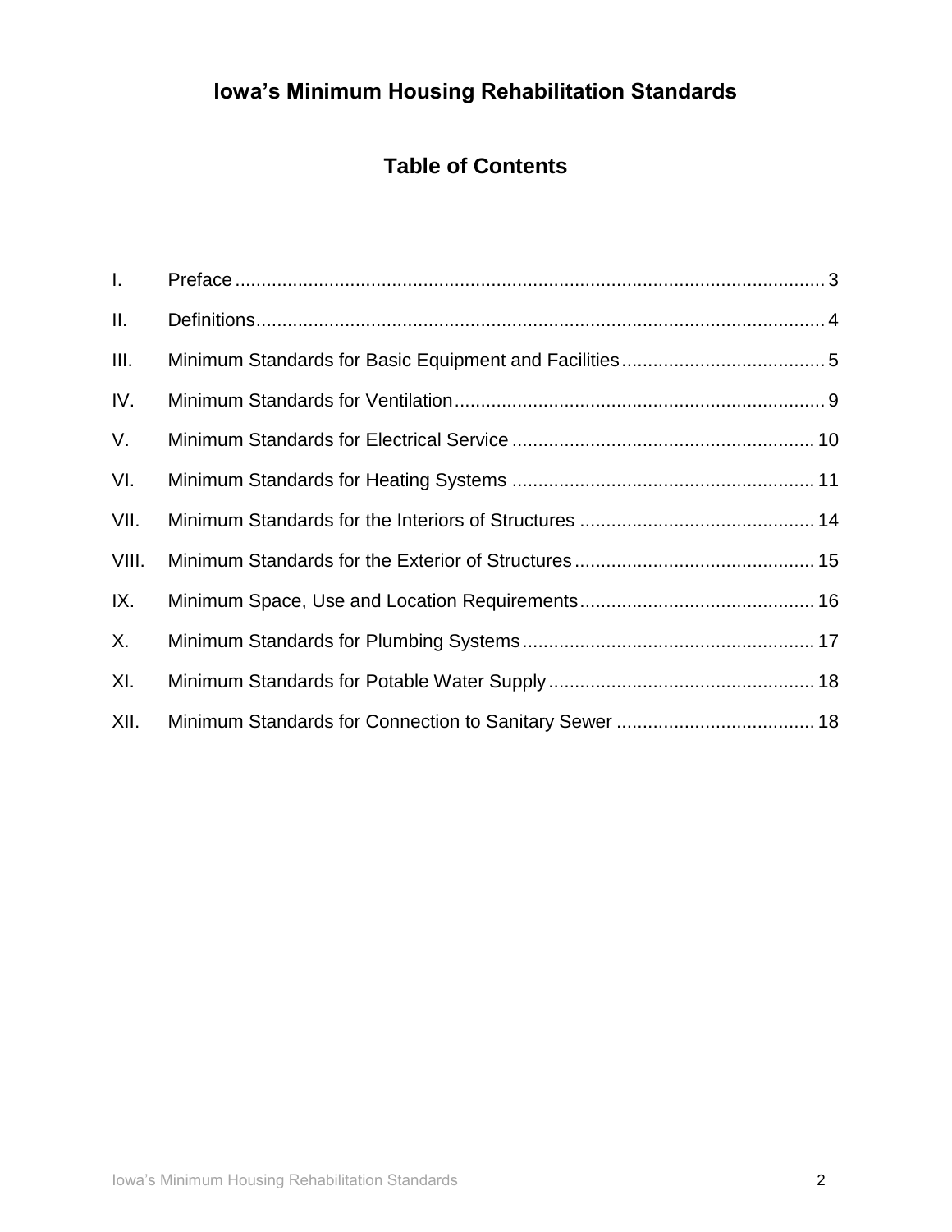# Iowa's Minimum Housing Rehabilitation Standards

## Table of Contents

| | | |
|---|---|---|
| I. | Preface | 3 |
| II. | Definitions | 4 |
| III. | Minimum Standards for Basic Equipment and Facilities | 5 |
| IV. | Minimum Standards for Ventilation | 9 |
| V. | Minimum Standards for Electrical Service | 10 |
| VI. | Minimum Standards for Heating Systems | 11 |
| VII. | Minimum Standards for the Interiors of Structures | 14 |
| VIII. | Minimum Standards for the Exterior of Structures | 15 |
| IX. | Minimum Space, Use and Location Requirements | 16 |
| X. | Minimum Standards for Plumbing Systems | 17 |
| XI. | Minimum Standards for Potable Water Supply | 18 |
| XII. | Minimum Standards for Connection to Sanitary Sewer | 18 |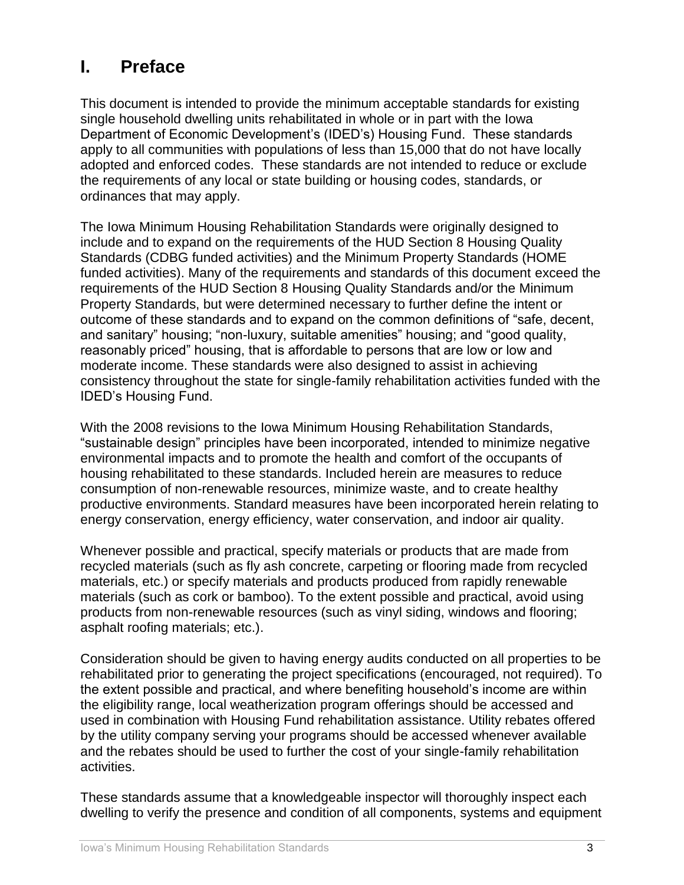# I. Preface

This document is intended to provide the minimum acceptable standards for existing single household dwelling units rehabilitated in whole or in part with the Iowa Department of Economic Development's (IDED's) Housing Fund. These standards apply to all communities with populations of less than 15,000 that do not have locally adopted and enforced codes. These standards are not intended to reduce or exclude the requirements of any local or state building or housing codes, standards, or ordinances that may apply.

The Iowa Minimum Housing Rehabilitation Standards were originally designed to include and to expand on the requirements of the HUD Section 8 Housing Quality Standards (CDBG funded activities) and the Minimum Property Standards (HOME funded activities). Many of the requirements and standards of this document exceed the requirements of the HUD Section 8 Housing Quality Standards and/or the Minimum Property Standards, but were determined necessary to further define the intent or outcome of these standards and to expand on the common definitions of "safe, decent, and sanitary" housing; "non-luxury, suitable amenities" housing; and "good quality, reasonably priced" housing, that is affordable to persons that are low or low and moderate income. These standards were also designed to assist in achieving consistency throughout the state for single-family rehabilitation activities funded with the IDED's Housing Fund.

With the 2008 revisions to the Iowa Minimum Housing Rehabilitation Standards, "sustainable design" principles have been incorporated, intended to minimize negative environmental impacts and to promote the health and comfort of the occupants of housing rehabilitated to these standards. Included herein are measures to reduce consumption of non-renewable resources, minimize waste, and to create healthy productive environments. Standard measures have been incorporated herein relating to energy conservation, energy efficiency, water conservation, and indoor air quality.

Whenever possible and practical, specify materials or products that are made from recycled materials (such as fly ash concrete, carpeting or flooring made from recycled materials, etc.) or specify materials and products produced from rapidly renewable materials (such as cork or bamboo). To the extent possible and practical, avoid using products from non-renewable resources (such as vinyl siding, windows and flooring; asphalt roofing materials; etc.).

Consideration should be given to having energy audits conducted on all properties to be rehabilitated prior to generating the project specifications (encouraged, not required). To the extent possible and practical, and where benefiting household's income are within the eligibility range, local weatherization program offerings should be accessed and used in combination with Housing Fund rehabilitation assistance. Utility rebates offered by the utility company serving your programs should be accessed whenever available and the rebates should be used to further the cost of your single-family rehabilitation activities.

These standards assume that a knowledgeable inspector will thoroughly inspect each dwelling to verify the presence and condition of all components, systems and equipment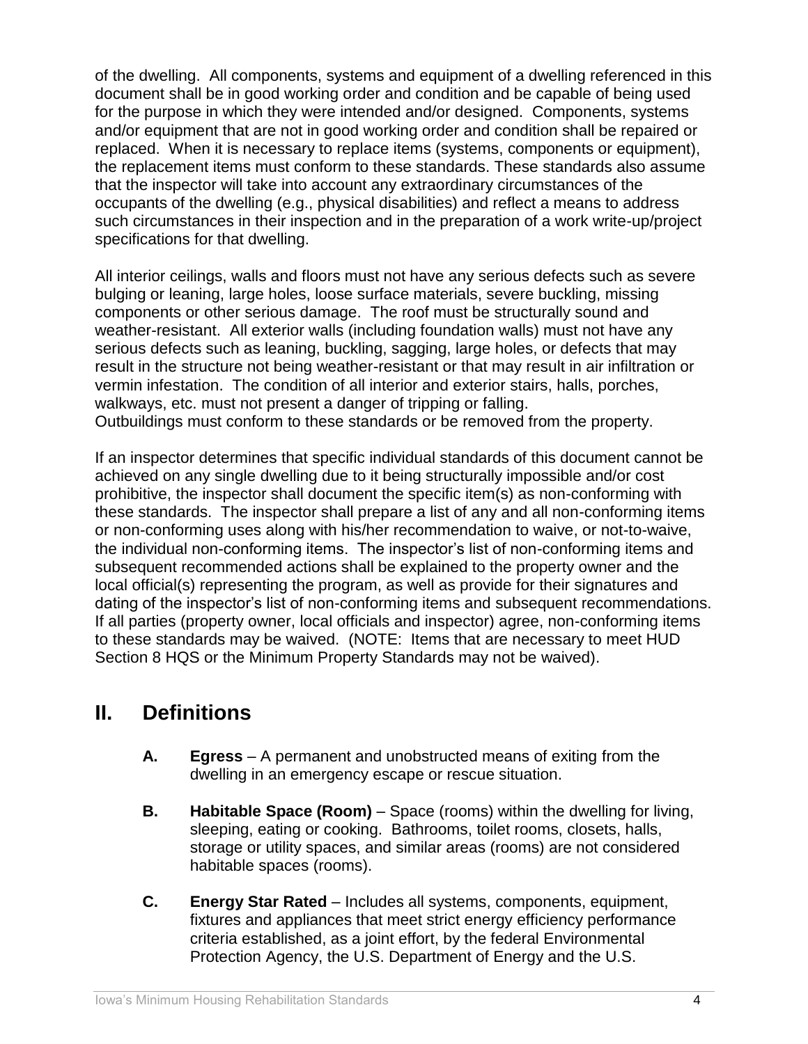of the dwelling. All components, systems and equipment of a dwelling referenced in this document shall be in good working order and condition and be capable of being used for the purpose in which they were intended and/or designed. Components, systems and/or equipment that are not in good working order and condition shall be repaired or replaced. When it is necessary to replace items (systems, components or equipment), the replacement items must conform to these standards. These standards also assume that the inspector will take into account any extraordinary circumstances of the occupants of the dwelling (e.g., physical disabilities) and reflect a means to address such circumstances in their inspection and in the preparation of a work write-up/project specifications for that dwelling.

All interior ceilings, walls and floors must not have any serious defects such as severe bulging or leaning, large holes, loose surface materials, severe buckling, missing components or other serious damage. The roof must be structurally sound and weather-resistant. All exterior walls (including foundation walls) must not have any serious defects such as leaning, buckling, sagging, large holes, or defects that may result in the structure not being weather-resistant or that may result in air infiltration or vermin infestation. The condition of all interior and exterior stairs, halls, porches, walkways, etc. must not present a danger of tripping or falling.
Outbuildings must conform to these standards or be removed from the property.

If an inspector determines that specific individual standards of this document cannot be achieved on any single dwelling due to it being structurally impossible and/or cost prohibitive, the inspector shall document the specific item(s) as non-conforming with these standards. The inspector shall prepare a list of any and all non-conforming items or non-conforming uses along with his/her recommendation to waive, or not-to-waive, the individual non-conforming items. The inspector's list of non-conforming items and subsequent recommended actions shall be explained to the property owner and the local official(s) representing the program, as well as provide for their signatures and dating of the inspector's list of non-conforming items and subsequent recommendations. If all parties (property owner, local officials and inspector) agree, non-conforming items to these standards may be waived. (NOTE: Items that are necessary to meet HUD Section 8 HQS or the Minimum Property Standards may not be waived).

## II. Definitions

**A.** **Egress** – A permanent and unobstructed means of exiting from the dwelling in an emergency escape or rescue situation.

**B.** **Habitable Space (Room)** – Space (rooms) within the dwelling for living, sleeping, eating or cooking. Bathrooms, toilet rooms, closets, halls, storage or utility spaces, and similar areas (rooms) are not considered habitable spaces (rooms).

**C.** **Energy Star Rated** – Includes all systems, components, equipment, fixtures and appliances that meet strict energy efficiency performance criteria established, as a joint effort, by the federal Environmental Protection Agency, the U.S. Department of Energy and the U.S.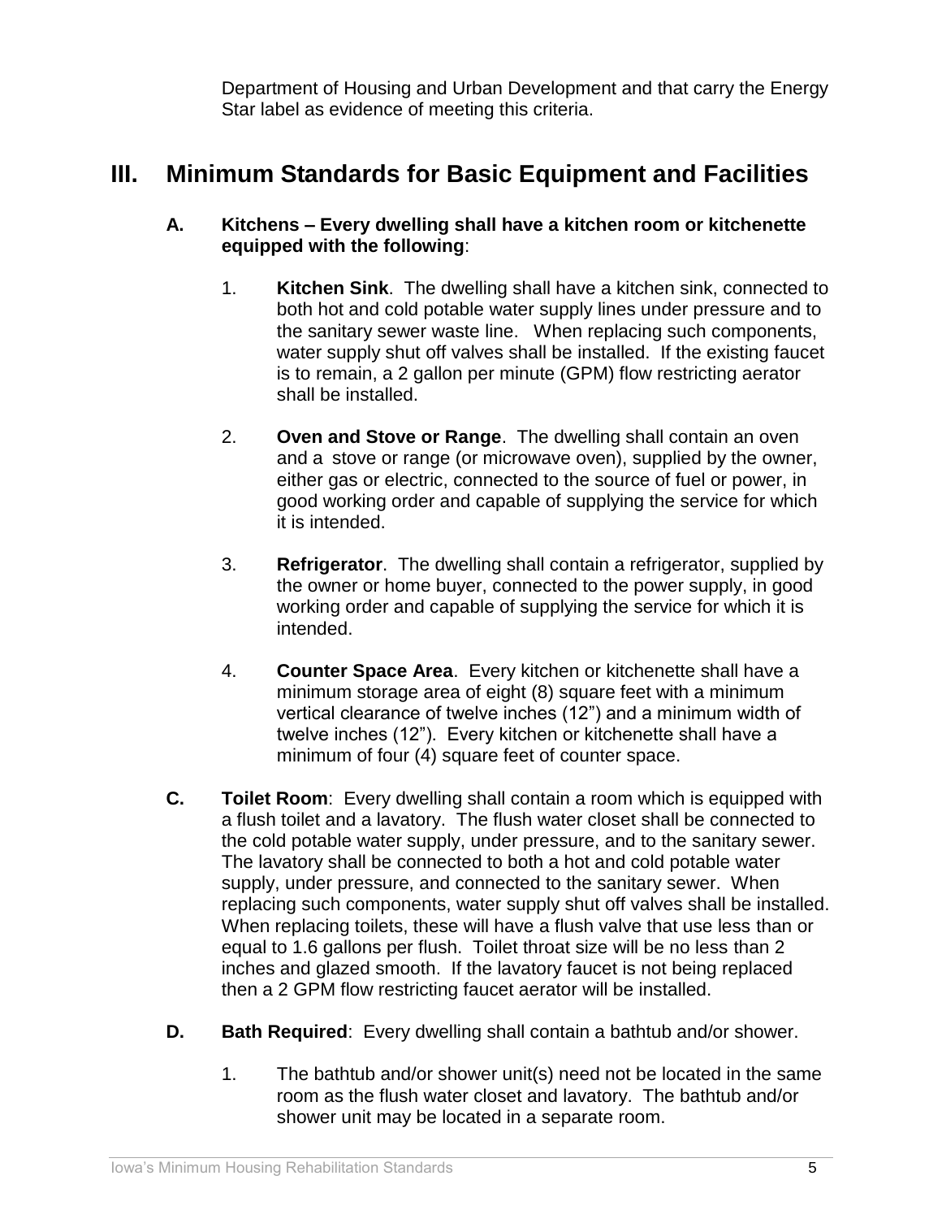Department of Housing and Urban Development and that carry the Energy Star label as evidence of meeting this criteria.

# III. Minimum Standards for Basic Equipment and Facilities

**A. Kitchens – Every dwelling shall have a kitchen room or kitchenette equipped with the following**:

1. **Kitchen Sink**. The dwelling shall have a kitchen sink, connected to both hot and cold potable water supply lines under pressure and to the sanitary sewer waste line. When replacing such components, water supply shut off valves shall be installed. If the existing faucet is to remain, a 2 gallon per minute (GPM) flow restricting aerator shall be installed.

2. **Oven and Stove or Range**. The dwelling shall contain an oven and a stove or range (or microwave oven), supplied by the owner, either gas or electric, connected to the source of fuel or power, in good working order and capable of supplying the service for which it is intended.

3. **Refrigerator**. The dwelling shall contain a refrigerator, supplied by the owner or home buyer, connected to the power supply, in good working order and capable of supplying the service for which it is intended.

4. **Counter Space Area**. Every kitchen or kitchenette shall have a minimum storage area of eight (8) square feet with a minimum vertical clearance of twelve inches (12") and a minimum width of twelve inches (12"). Every kitchen or kitchenette shall have a minimum of four (4) square feet of counter space.

**C. Toilet Room**: Every dwelling shall contain a room which is equipped with a flush toilet and a lavatory. The flush water closet shall be connected to the cold potable water supply, under pressure, and to the sanitary sewer. The lavatory shall be connected to both a hot and cold potable water supply, under pressure, and connected to the sanitary sewer. When replacing such components, water supply shut off valves shall be installed. When replacing toilets, these will have a flush valve that use less than or equal to 1.6 gallons per flush. Toilet throat size will be no less than 2 inches and glazed smooth. If the lavatory faucet is not being replaced then a 2 GPM flow restricting faucet aerator will be installed.

**D. Bath Required**: Every dwelling shall contain a bathtub and/or shower.

1. The bathtub and/or shower unit(s) need not be located in the same room as the flush water closet and lavatory. The bathtub and/or shower unit may be located in a separate room.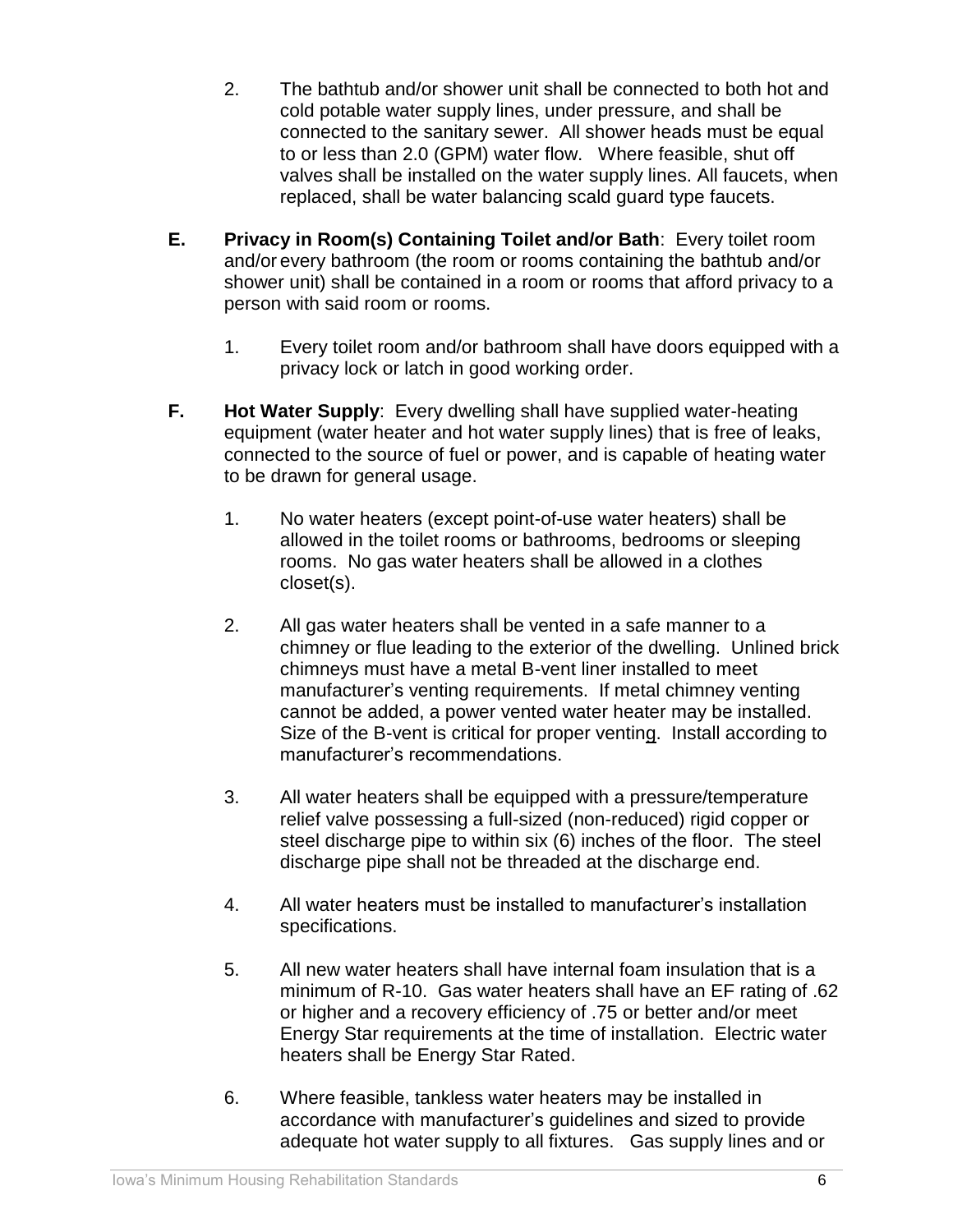2. The bathtub and/or shower unit shall be connected to both hot and cold potable water supply lines, under pressure, and shall be connected to the sanitary sewer. All shower heads must be equal to or less than 2.0 (GPM) water flow. Where feasible, shut off valves shall be installed on the water supply lines. All faucets, when replaced, shall be water balancing scald guard type faucets.

**E. Privacy in Room(s) Containing Toilet and/or Bath**: Every toilet room and/or every bathroom (the room or rooms containing the bathtub and/or shower unit) shall be contained in a room or rooms that afford privacy to a person with said room or rooms.

1. Every toilet room and/or bathroom shall have doors equipped with a privacy lock or latch in good working order.

**F. Hot Water Supply**: Every dwelling shall have supplied water-heating equipment (water heater and hot water supply lines) that is free of leaks, connected to the source of fuel or power, and is capable of heating water to be drawn for general usage.

1. No water heaters (except point-of-use water heaters) shall be allowed in the toilet rooms or bathrooms, bedrooms or sleeping rooms. No gas water heaters shall be allowed in a clothes closet(s).

2. All gas water heaters shall be vented in a safe manner to a chimney or flue leading to the exterior of the dwelling. Unlined brick chimneys must have a metal B-vent liner installed to meet manufacturer's venting requirements. If metal chimney venting cannot be added, a power vented water heater may be installed. Size of the B-vent is critical for proper venting. Install according to manufacturer's recommendations.

3. All water heaters shall be equipped with a pressure/temperature relief valve possessing a full-sized (non-reduced) rigid copper or steel discharge pipe to within six (6) inches of the floor. The steel discharge pipe shall not be threaded at the discharge end.

4. All water heaters must be installed to manufacturer's installation specifications.

5. All new water heaters shall have internal foam insulation that is a minimum of R-10. Gas water heaters shall have an EF rating of .62 or higher and a recovery efficiency of .75 or better and/or meet Energy Star requirements at the time of installation. Electric water heaters shall be Energy Star Rated.

6. Where feasible, tankless water heaters may be installed in accordance with manufacturer's guidelines and sized to provide adequate hot water supply to all fixtures. Gas supply lines and or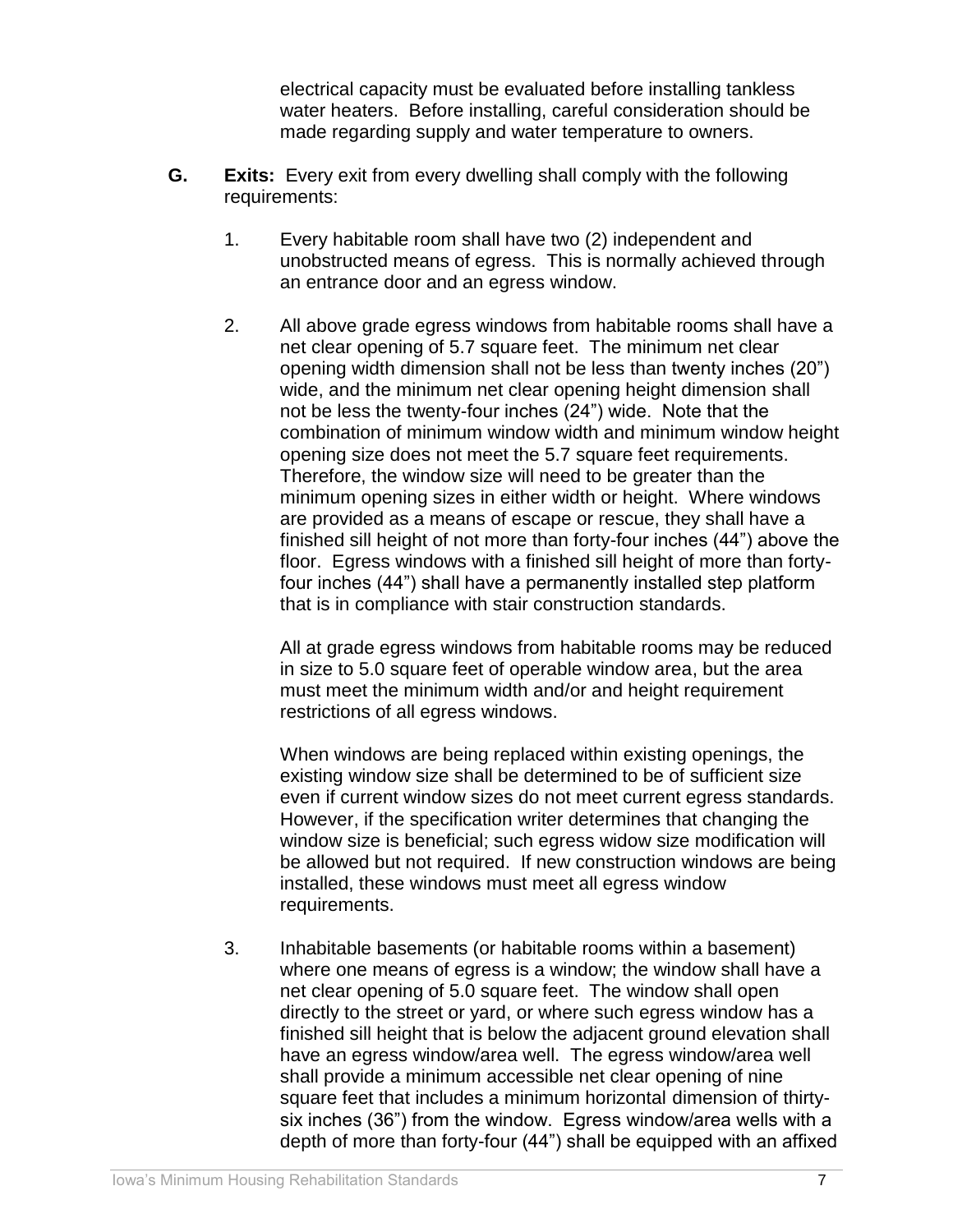electrical capacity must be evaluated before installing tankless water heaters. Before installing, careful consideration should be made regarding supply and water temperature to owners.

**G. Exits:** Every exit from every dwelling shall comply with the following requirements:

1. Every habitable room shall have two (2) independent and unobstructed means of egress. This is normally achieved through an entrance door and an egress window.

2. All above grade egress windows from habitable rooms shall have a net clear opening of 5.7 square feet. The minimum net clear opening width dimension shall not be less than twenty inches (20") wide, and the minimum net clear opening height dimension shall not be less the twenty-four inches (24") wide. Note that the combination of minimum window width and minimum window height opening size does not meet the 5.7 square feet requirements. Therefore, the window size will need to be greater than the minimum opening sizes in either width or height. Where windows are provided as a means of escape or rescue, they shall have a finished sill height of not more than forty-four inches (44") above the floor. Egress windows with a finished sill height of more than forty-four inches (44") shall have a permanently installed step platform that is in compliance with stair construction standards.

   All at grade egress windows from habitable rooms may be reduced in size to 5.0 square feet of operable window area, but the area must meet the minimum width and/or and height requirement restrictions of all egress windows.

   When windows are being replaced within existing openings, the existing window size shall be determined to be of sufficient size even if current window sizes do not meet current egress standards. However, if the specification writer determines that changing the window size is beneficial; such egress widow size modification will be allowed but not required. If new construction windows are being installed, these windows must meet all egress window requirements.

3. Inhabitable basements (or habitable rooms within a basement) where one means of egress is a window; the window shall have a net clear opening of 5.0 square feet. The window shall open directly to the street or yard, or where such egress window has a finished sill height that is below the adjacent ground elevation shall have an egress window/area well. The egress window/area well shall provide a minimum accessible net clear opening of nine square feet that includes a minimum horizontal dimension of thirty-six inches (36") from the window. Egress window/area wells with a depth of more than forty-four (44") shall be equipped with an affixed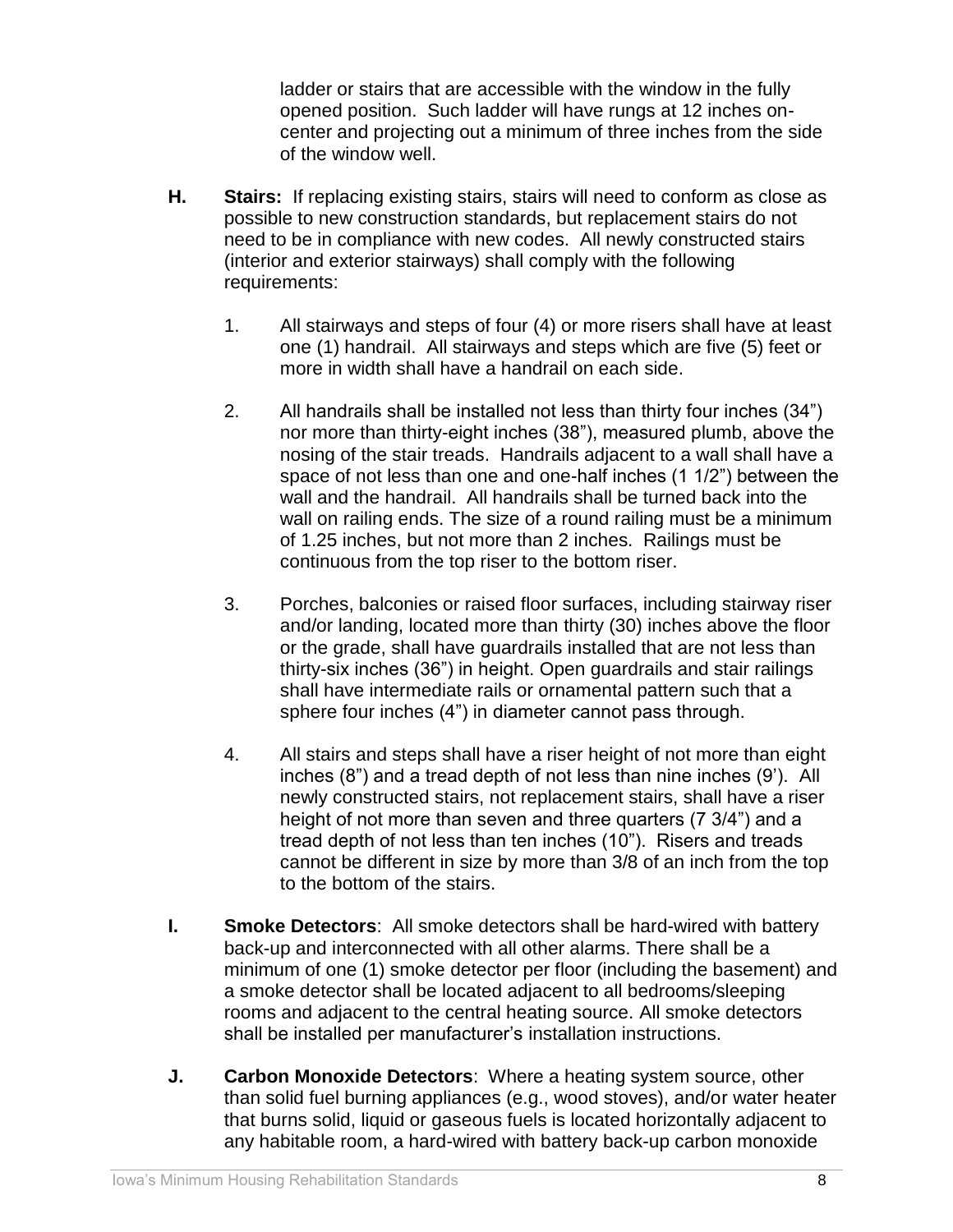ladder or stairs that are accessible with the window in the fully opened position. Such ladder will have rungs at 12 inches on-center and projecting out a minimum of three inches from the side of the window well.

**H. Stairs:** If replacing existing stairs, stairs will need to conform as close as possible to new construction standards, but replacement stairs do not need to be in compliance with new codes. All newly constructed stairs (interior and exterior stairways) shall comply with the following requirements:

1. All stairways and steps of four (4) or more risers shall have at least one (1) handrail. All stairways and steps which are five (5) feet or more in width shall have a handrail on each side.

2. All handrails shall be installed not less than thirty four inches (34") nor more than thirty-eight inches (38"), measured plumb, above the nosing of the stair treads. Handrails adjacent to a wall shall have a space of not less than one and one-half inches (1 1/2") between the wall and the handrail. All handrails shall be turned back into the wall on railing ends. The size of a round railing must be a minimum of 1.25 inches, but not more than 2 inches. Railings must be continuous from the top riser to the bottom riser.

3. Porches, balconies or raised floor surfaces, including stairway riser and/or landing, located more than thirty (30) inches above the floor or the grade, shall have guardrails installed that are not less than thirty-six inches (36") in height. Open guardrails and stair railings shall have intermediate rails or ornamental pattern such that a sphere four inches (4") in diameter cannot pass through.

4. All stairs and steps shall have a riser height of not more than eight inches (8") and a tread depth of not less than nine inches (9'). All newly constructed stairs, not replacement stairs, shall have a riser height of not more than seven and three quarters (7 3/4") and a tread depth of not less than ten inches (10"). Risers and treads cannot be different in size by more than 3/8 of an inch from the top to the bottom of the stairs.

**I. Smoke Detectors**: All smoke detectors shall be hard-wired with battery back-up and interconnected with all other alarms. There shall be a minimum of one (1) smoke detector per floor (including the basement) and a smoke detector shall be located adjacent to all bedrooms/sleeping rooms and adjacent to the central heating source. All smoke detectors shall be installed per manufacturer's installation instructions.

**J. Carbon Monoxide Detectors**: Where a heating system source, other than solid fuel burning appliances (e.g., wood stoves), and/or water heater that burns solid, liquid or gaseous fuels is located horizontally adjacent to any habitable room, a hard-wired with battery back-up carbon monoxide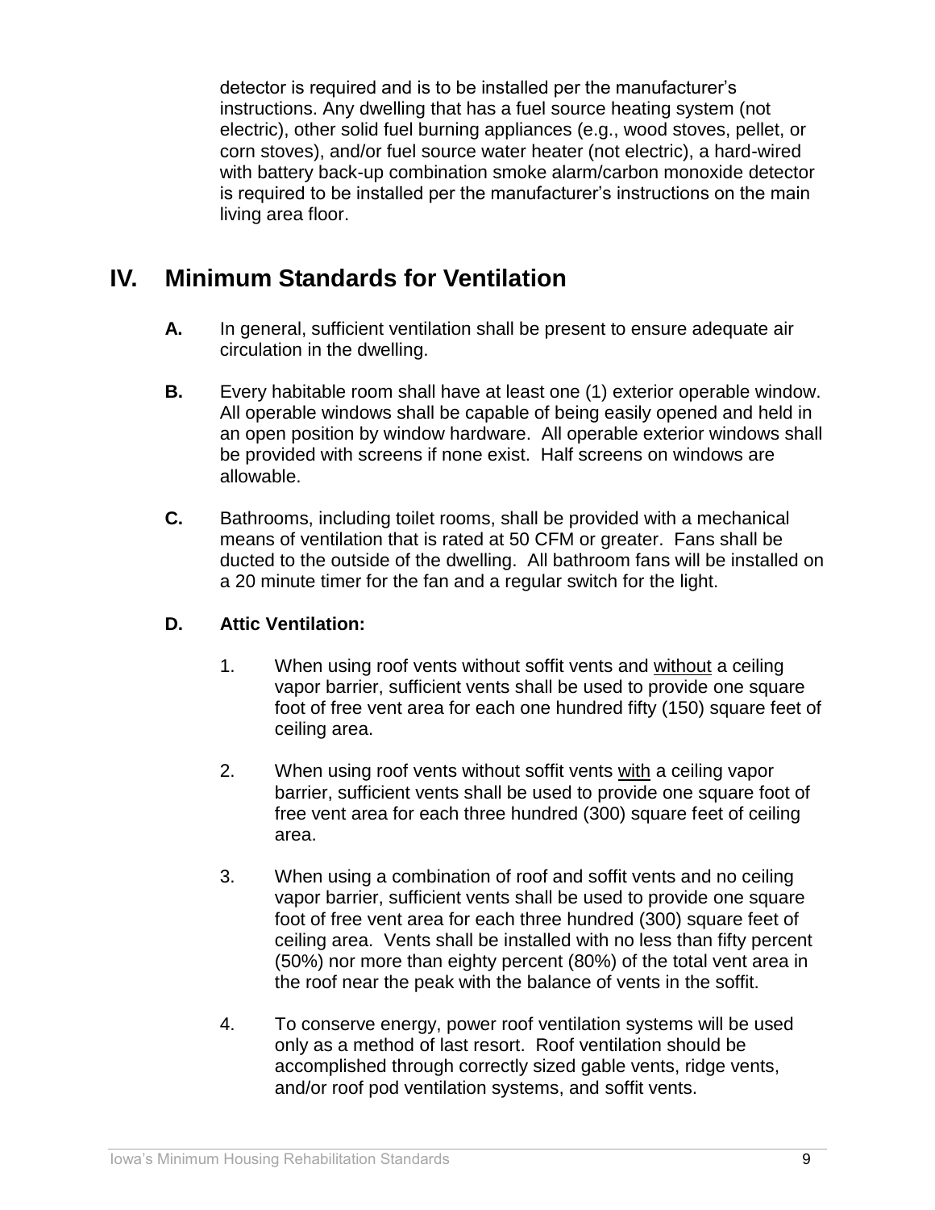detector is required and is to be installed per the manufacturer's instructions. Any dwelling that has a fuel source heating system (not electric), other solid fuel burning appliances (e.g., wood stoves, pellet, or corn stoves), and/or fuel source water heater (not electric), a hard-wired with battery back-up combination smoke alarm/carbon monoxide detector is required to be installed per the manufacturer's instructions on the main living area floor.

## IV. Minimum Standards for Ventilation

**A.** In general, sufficient ventilation shall be present to ensure adequate air circulation in the dwelling.

**B.** Every habitable room shall have at least one (1) exterior operable window. All operable windows shall be capable of being easily opened and held in an open position by window hardware. All operable exterior windows shall be provided with screens if none exist. Half screens on windows are allowable.

**C.** Bathrooms, including toilet rooms, shall be provided with a mechanical means of ventilation that is rated at 50 CFM or greater. Fans shall be ducted to the outside of the dwelling. All bathroom fans will be installed on a 20 minute timer for the fan and a regular switch for the light.

**D. Attic Ventilation:**

1. When using roof vents without soffit vents and <u>without</u> a ceiling vapor barrier, sufficient vents shall be used to provide one square foot of free vent area for each one hundred fifty (150) square feet of ceiling area.

2. When using roof vents without soffit vents <u>with</u> a ceiling vapor barrier, sufficient vents shall be used to provide one square foot of free vent area for each three hundred (300) square feet of ceiling area.

3. When using a combination of roof and soffit vents and no ceiling vapor barrier, sufficient vents shall be used to provide one square foot of free vent area for each three hundred (300) square feet of ceiling area. Vents shall be installed with no less than fifty percent (50%) nor more than eighty percent (80%) of the total vent area in the roof near the peak with the balance of vents in the soffit.

4. To conserve energy, power roof ventilation systems will be used only as a method of last resort. Roof ventilation should be accomplished through correctly sized gable vents, ridge vents, and/or roof pod ventilation systems, and soffit vents.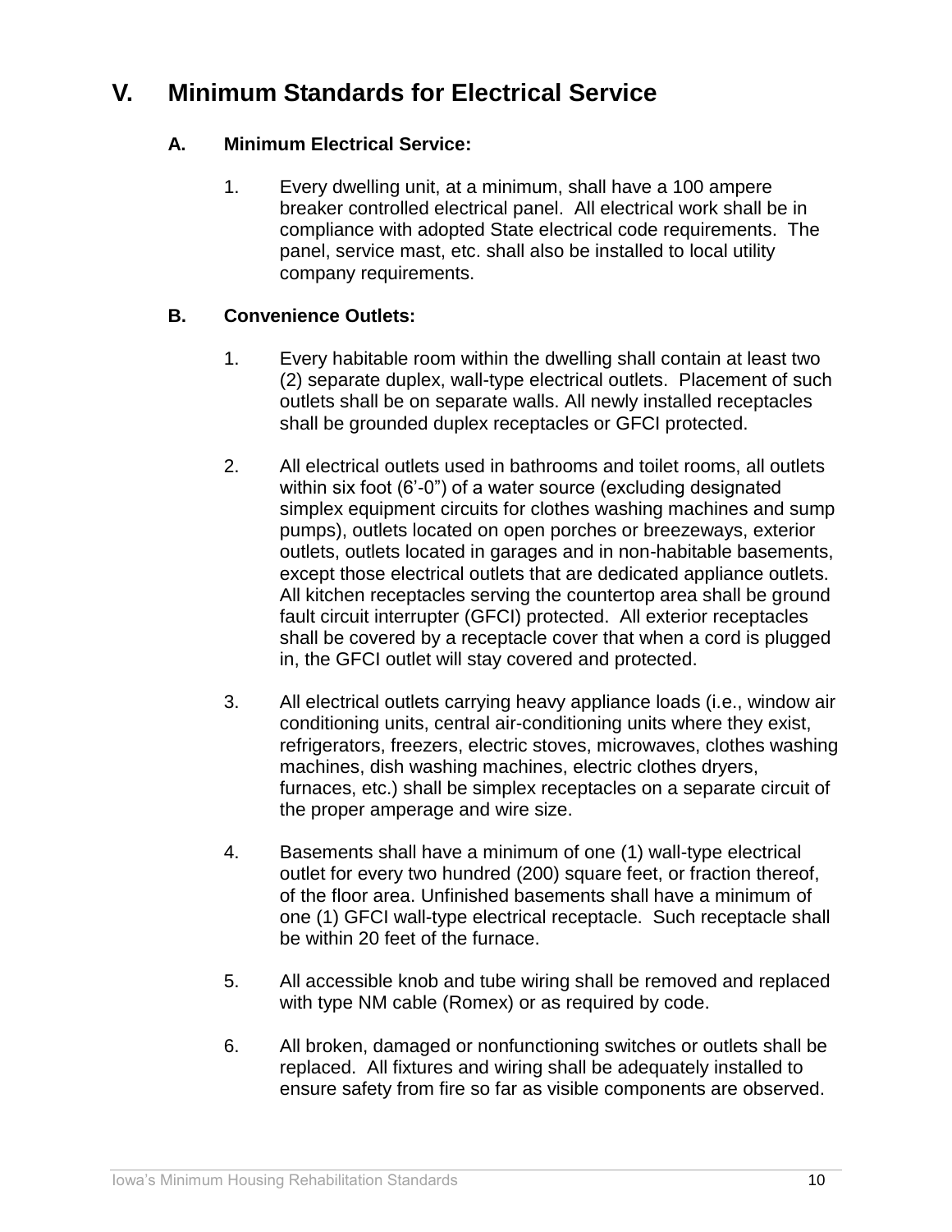# V. Minimum Standards for Electrical Service

## A. Minimum Electrical Service:

1. Every dwelling unit, at a minimum, shall have a 100 ampere breaker controlled electrical panel. All electrical work shall be in compliance with adopted State electrical code requirements. The panel, service mast, etc. shall also be installed to local utility company requirements.

## B. Convenience Outlets:

1. Every habitable room within the dwelling shall contain at least two (2) separate duplex, wall-type electrical outlets. Placement of such outlets shall be on separate walls. All newly installed receptacles shall be grounded duplex receptacles or GFCI protected.

2. All electrical outlets used in bathrooms and toilet rooms, all outlets within six foot (6'-0") of a water source (excluding designated simplex equipment circuits for clothes washing machines and sump pumps), outlets located on open porches or breezeways, exterior outlets, outlets located in garages and in non-habitable basements, except those electrical outlets that are dedicated appliance outlets. All kitchen receptacles serving the countertop area shall be ground fault circuit interrupter (GFCI) protected. All exterior receptacles shall be covered by a receptacle cover that when a cord is plugged in, the GFCI outlet will stay covered and protected.

3. All electrical outlets carrying heavy appliance loads (i.e., window air conditioning units, central air-conditioning units where they exist, refrigerators, freezers, electric stoves, microwaves, clothes washing machines, dish washing machines, electric clothes dryers, furnaces, etc.) shall be simplex receptacles on a separate circuit of the proper amperage and wire size.

4. Basements shall have a minimum of one (1) wall-type electrical outlet for every two hundred (200) square feet, or fraction thereof, of the floor area. Unfinished basements shall have a minimum of one (1) GFCI wall-type electrical receptacle. Such receptacle shall be within 20 feet of the furnace.

5. All accessible knob and tube wiring shall be removed and replaced with type NM cable (Romex) or as required by code.

6. All broken, damaged or nonfunctioning switches or outlets shall be replaced. All fixtures and wiring shall be adequately installed to ensure safety from fire so far as visible components are observed.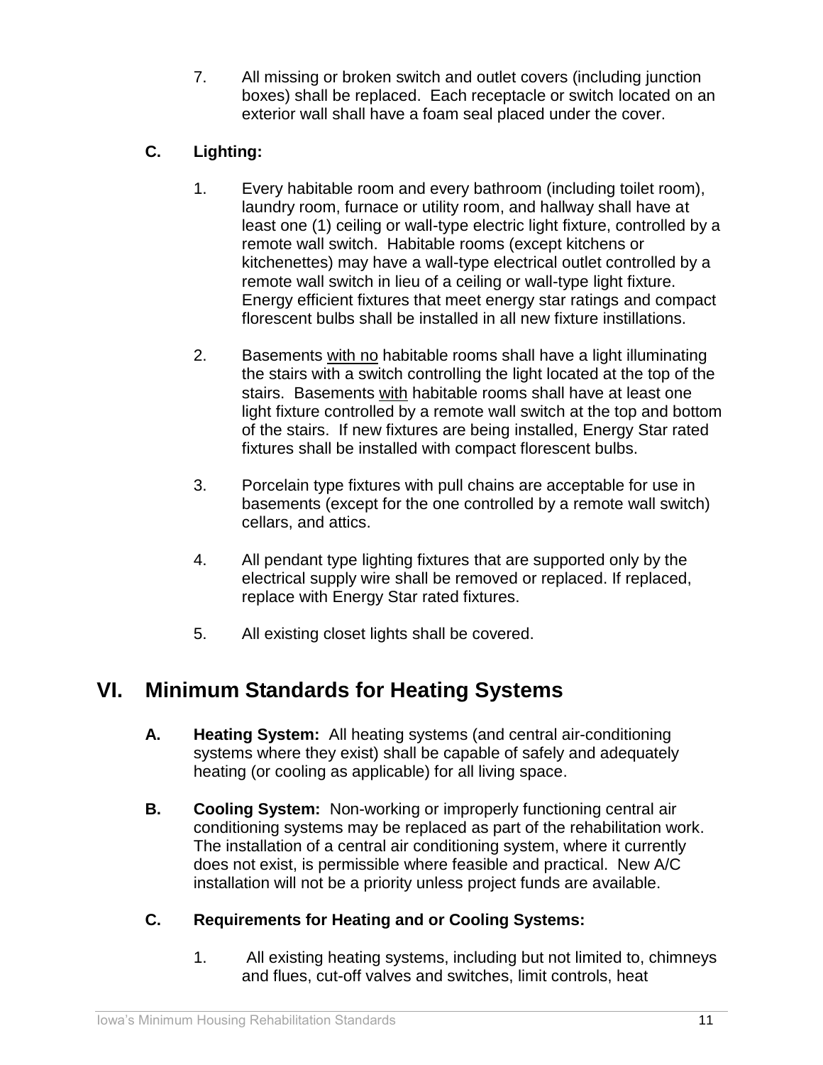7. All missing or broken switch and outlet covers (including junction boxes) shall be replaced. Each receptacle or switch located on an exterior wall shall have a foam seal placed under the cover.

### C. Lighting:

1. Every habitable room and every bathroom (including toilet room), laundry room, furnace or utility room, and hallway shall have at least one (1) ceiling or wall-type electric light fixture, controlled by a remote wall switch. Habitable rooms (except kitchens or kitchenettes) may have a wall-type electrical outlet controlled by a remote wall switch in lieu of a ceiling or wall-type light fixture. Energy efficient fixtures that meet energy star ratings and compact florescent bulbs shall be installed in all new fixture instillations.

2. Basements with no habitable rooms shall have a light illuminating the stairs with a switch controlling the light located at the top of the stairs. Basements with habitable rooms shall have at least one light fixture controlled by a remote wall switch at the top and bottom of the stairs. If new fixtures are being installed, Energy Star rated fixtures shall be installed with compact florescent bulbs.

3. Porcelain type fixtures with pull chains are acceptable for use in basements (except for the one controlled by a remote wall switch) cellars, and attics.

4. All pendant type lighting fixtures that are supported only by the electrical supply wire shall be removed or replaced. If replaced, replace with Energy Star rated fixtures.

5. All existing closet lights shall be covered.

## VI. Minimum Standards for Heating Systems

**A. Heating System:** All heating systems (and central air-conditioning systems where they exist) shall be capable of safely and adequately heating (or cooling as applicable) for all living space.

**B. Cooling System:** Non-working or improperly functioning central air conditioning systems may be replaced as part of the rehabilitation work. The installation of a central air conditioning system, where it currently does not exist, is permissible where feasible and practical. New A/C installation will not be a priority unless project funds are available.

### C. Requirements for Heating and or Cooling Systems:

1. All existing heating systems, including but not limited to, chimneys and flues, cut-off valves and switches, limit controls, heat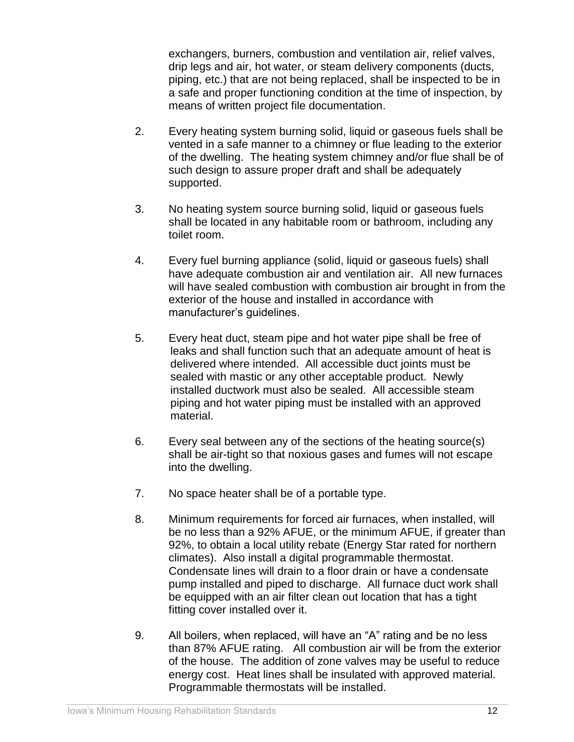exchangers, burners, combustion and ventilation air, relief valves, drip legs and air, hot water, or steam delivery components (ducts, piping, etc.) that are not being replaced, shall be inspected to be in a safe and proper functioning condition at the time of inspection, by means of written project file documentation.

2. Every heating system burning solid, liquid or gaseous fuels shall be vented in a safe manner to a chimney or flue leading to the exterior of the dwelling. The heating system chimney and/or flue shall be of such design to assure proper draft and shall be adequately supported.

3. No heating system source burning solid, liquid or gaseous fuels shall be located in any habitable room or bathroom, including any toilet room.

4. Every fuel burning appliance (solid, liquid or gaseous fuels) shall have adequate combustion air and ventilation air. All new furnaces will have sealed combustion with combustion air brought in from the exterior of the house and installed in accordance with manufacturer's guidelines.

5. Every heat duct, steam pipe and hot water pipe shall be free of leaks and shall function such that an adequate amount of heat is delivered where intended. All accessible duct joints must be sealed with mastic or any other acceptable product. Newly installed ductwork must also be sealed. All accessible steam piping and hot water piping must be installed with an approved material.

6. Every seal between any of the sections of the heating source(s) shall be air-tight so that noxious gases and fumes will not escape into the dwelling.

7. No space heater shall be of a portable type.

8. Minimum requirements for forced air furnaces, when installed, will be no less than a 92% AFUE, or the minimum AFUE, if greater than 92%, to obtain a local utility rebate (Energy Star rated for northern climates). Also install a digital programmable thermostat. Condensate lines will drain to a floor drain or have a condensate pump installed and piped to discharge. All furnace duct work shall be equipped with an air filter clean out location that has a tight fitting cover installed over it.

9. All boilers, when replaced, will have an "A" rating and be no less than 87% AFUE rating. All combustion air will be from the exterior of the house. The addition of zone valves may be useful to reduce energy cost. Heat lines shall be insulated with approved material. Programmable thermostats will be installed.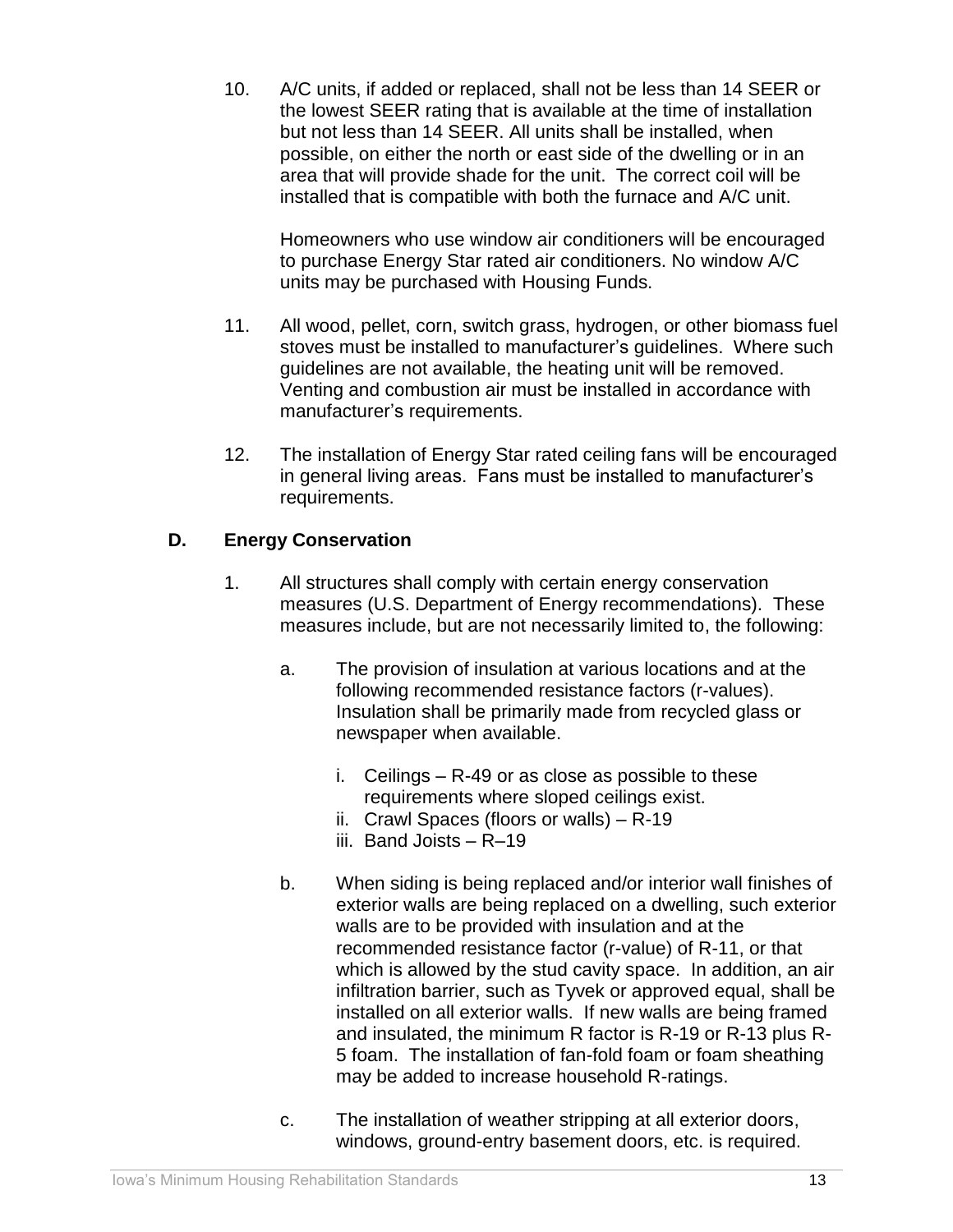10. A/C units, if added or replaced, shall not be less than 14 SEER or the lowest SEER rating that is available at the time of installation but not less than 14 SEER. All units shall be installed, when possible, on either the north or east side of the dwelling or in an area that will provide shade for the unit. The correct coil will be installed that is compatible with both the furnace and A/C unit.

    Homeowners who use window air conditioners will be encouraged to purchase Energy Star rated air conditioners. No window A/C units may be purchased with Housing Funds.

11. All wood, pellet, corn, switch grass, hydrogen, or other biomass fuel stoves must be installed to manufacturer's guidelines. Where such guidelines are not available, the heating unit will be removed. Venting and combustion air must be installed in accordance with manufacturer's requirements.

12. The installation of Energy Star rated ceiling fans will be encouraged in general living areas. Fans must be installed to manufacturer's requirements.

### D. Energy Conservation

1. All structures shall comply with certain energy conservation measures (U.S. Department of Energy recommendations). These measures include, but are not necessarily limited to, the following:

    a. The provision of insulation at various locations and at the following recommended resistance factors (r-values). Insulation shall be primarily made from recycled glass or newspaper when available.

        i. Ceilings – R-49 or as close as possible to these requirements where sloped ceilings exist.
        ii. Crawl Spaces (floors or walls) – R-19
        iii. Band Joists – R–19

    b. When siding is being replaced and/or interior wall finishes of exterior walls are being replaced on a dwelling, such exterior walls are to be provided with insulation and at the recommended resistance factor (r-value) of R-11, or that which is allowed by the stud cavity space. In addition, an air infiltration barrier, such as Tyvek or approved equal, shall be installed on all exterior walls. If new walls are being framed and insulated, the minimum R factor is R-19 or R-13 plus R-5 foam. The installation of fan-fold foam or foam sheathing may be added to increase household R-ratings.

    c. The installation of weather stripping at all exterior doors, windows, ground-entry basement doors, etc. is required.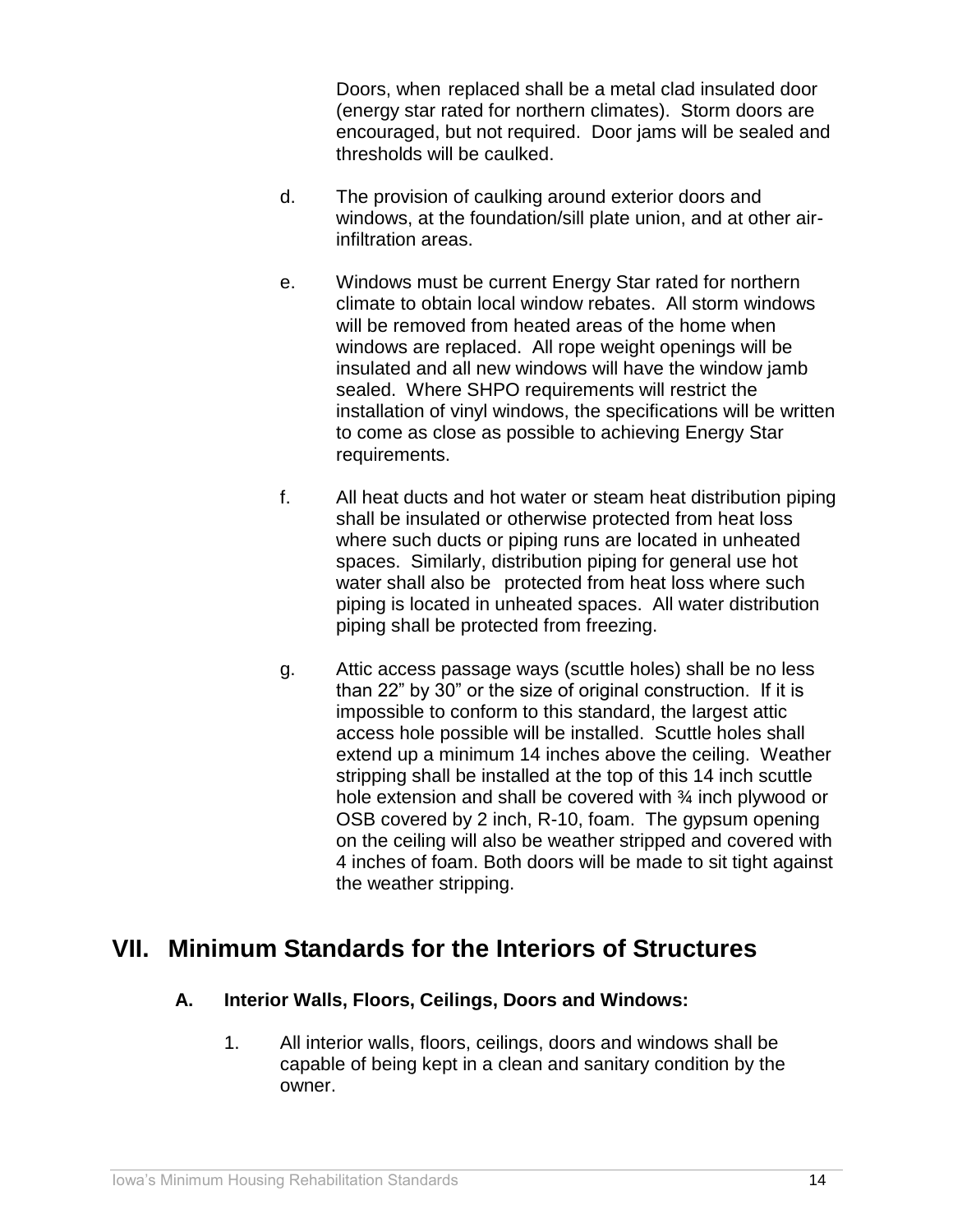Doors, when replaced shall be a metal clad insulated door (energy star rated for northern climates). Storm doors are encouraged, but not required. Door jams will be sealed and thresholds will be caulked.

d. The provision of caulking around exterior doors and windows, at the foundation/sill plate union, and at other air-infiltration areas.

e. Windows must be current Energy Star rated for northern climate to obtain local window rebates. All storm windows will be removed from heated areas of the home when windows are replaced. All rope weight openings will be insulated and all new windows will have the window jamb sealed. Where SHPO requirements will restrict the installation of vinyl windows, the specifications will be written to come as close as possible to achieving Energy Star requirements.

f. All heat ducts and hot water or steam heat distribution piping shall be insulated or otherwise protected from heat loss where such ducts or piping runs are located in unheated spaces. Similarly, distribution piping for general use hot water shall also be protected from heat loss where such piping is located in unheated spaces. All water distribution piping shall be protected from freezing.

g. Attic access passage ways (scuttle holes) shall be no less than 22" by 30" or the size of original construction. If it is impossible to conform to this standard, the largest attic access hole possible will be installed. Scuttle holes shall extend up a minimum 14 inches above the ceiling. Weather stripping shall be installed at the top of this 14 inch scuttle hole extension and shall be covered with ¾ inch plywood or OSB covered by 2 inch, R-10, foam. The gypsum opening on the ceiling will also be weather stripped and covered with 4 inches of foam. Both doors will be made to sit tight against the weather stripping.

## VII. Minimum Standards for the Interiors of Structures

### A. Interior Walls, Floors, Ceilings, Doors and Windows:

1. All interior walls, floors, ceilings, doors and windows shall be capable of being kept in a clean and sanitary condition by the owner.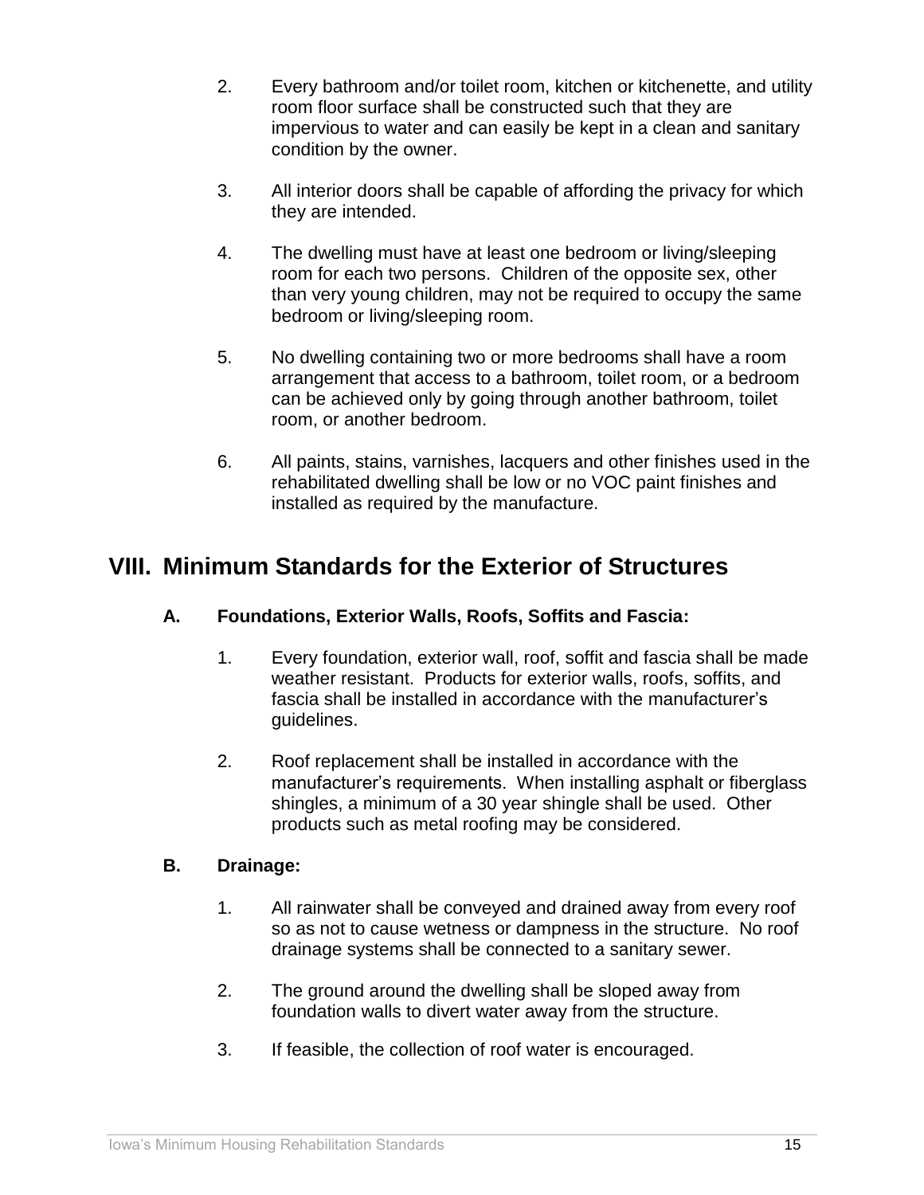2. Every bathroom and/or toilet room, kitchen or kitchenette, and utility room floor surface shall be constructed such that they are impervious to water and can easily be kept in a clean and sanitary condition by the owner.

3. All interior doors shall be capable of affording the privacy for which they are intended.

4. The dwelling must have at least one bedroom or living/sleeping room for each two persons. Children of the opposite sex, other than very young children, may not be required to occupy the same bedroom or living/sleeping room.

5. No dwelling containing two or more bedrooms shall have a room arrangement that access to a bathroom, toilet room, or a bedroom can be achieved only by going through another bathroom, toilet room, or another bedroom.

6. All paints, stains, varnishes, lacquers and other finishes used in the rehabilitated dwelling shall be low or no VOC paint finishes and installed as required by the manufacture.

# VIII. Minimum Standards for the Exterior of Structures

## A. Foundations, Exterior Walls, Roofs, Soffits and Fascia:

1. Every foundation, exterior wall, roof, soffit and fascia shall be made weather resistant. Products for exterior walls, roofs, soffits, and fascia shall be installed in accordance with the manufacturer's guidelines.

2. Roof replacement shall be installed in accordance with the manufacturer's requirements. When installing asphalt or fiberglass shingles, a minimum of a 30 year shingle shall be used. Other products such as metal roofing may be considered.

## B. Drainage:

1. All rainwater shall be conveyed and drained away from every roof so as not to cause wetness or dampness in the structure. No roof drainage systems shall be connected to a sanitary sewer.

2. The ground around the dwelling shall be sloped away from foundation walls to divert water away from the structure.

3. If feasible, the collection of roof water is encouraged.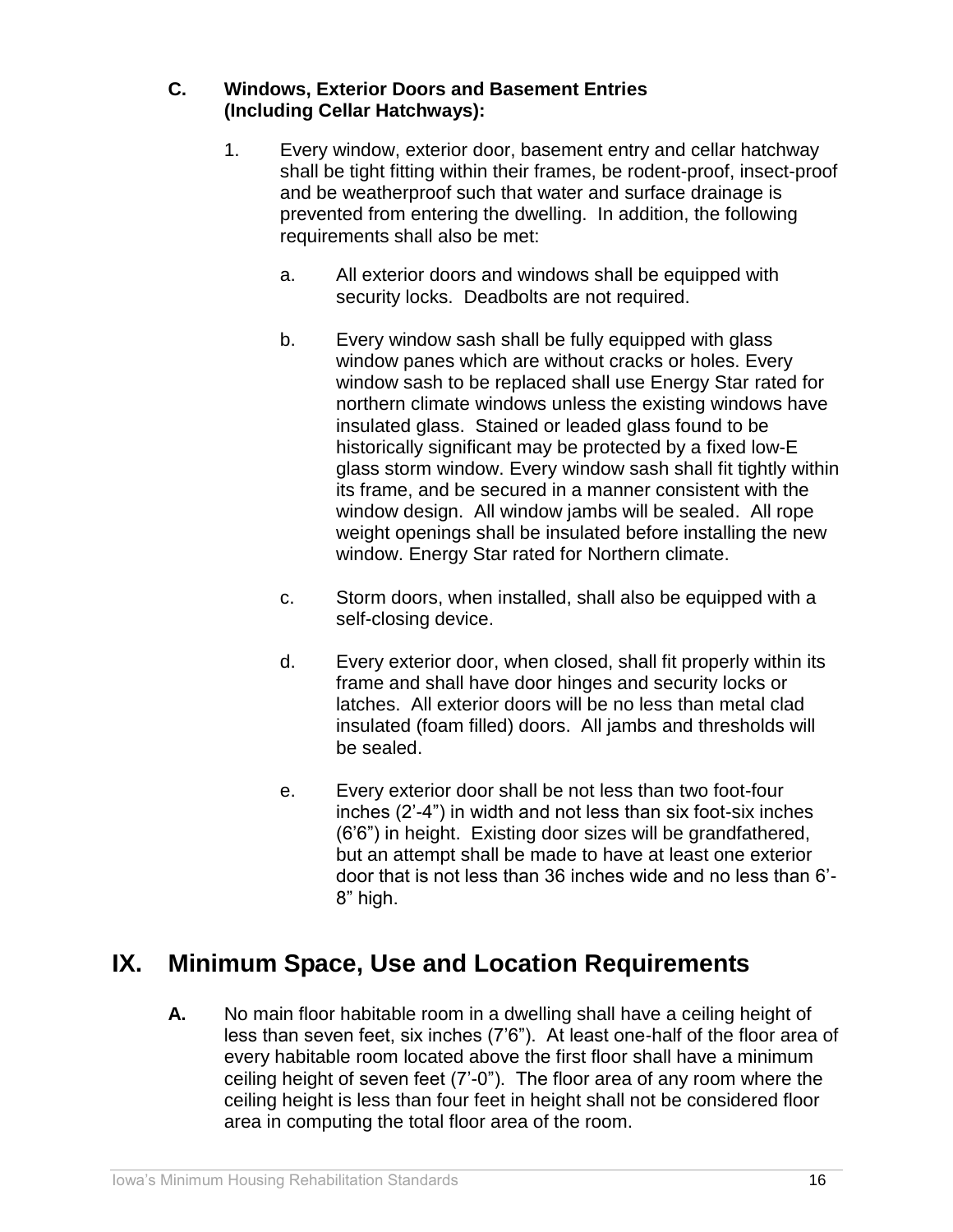### C. Windows, Exterior Doors and Basement Entries (Including Cellar Hatchways):

1. Every window, exterior door, basement entry and cellar hatchway shall be tight fitting within their frames, be rodent-proof, insect-proof and be weatherproof such that water and surface drainage is prevented from entering the dwelling. In addition, the following requirements shall also be met:

   a. All exterior doors and windows shall be equipped with security locks. Deadbolts are not required.

   b. Every window sash shall be fully equipped with glass window panes which are without cracks or holes. Every window sash to be replaced shall use Energy Star rated for northern climate windows unless the existing windows have insulated glass. Stained or leaded glass found to be historically significant may be protected by a fixed low-E glass storm window. Every window sash shall fit tightly within its frame, and be secured in a manner consistent with the window design. All window jambs will be sealed. All rope weight openings shall be insulated before installing the new window. Energy Star rated for Northern climate.

   c. Storm doors, when installed, shall also be equipped with a self-closing device.

   d. Every exterior door, when closed, shall fit properly within its frame and shall have door hinges and security locks or latches. All exterior doors will be no less than metal clad insulated (foam filled) doors. All jambs and thresholds will be sealed.

   e. Every exterior door shall be not less than two foot-four inches (2'-4") in width and not less than six foot-six inches (6'6") in height. Existing door sizes will be grandfathered, but an attempt shall be made to have at least one exterior door that is not less than 36 inches wide and no less than 6'-8" high.

## IX. Minimum Space, Use and Location Requirements

**A.** No main floor habitable room in a dwelling shall have a ceiling height of less than seven feet, six inches (7'6"). At least one-half of the floor area of every habitable room located above the first floor shall have a minimum ceiling height of seven feet (7'-0"). The floor area of any room where the ceiling height is less than four feet in height shall not be considered floor area in computing the total floor area of the room.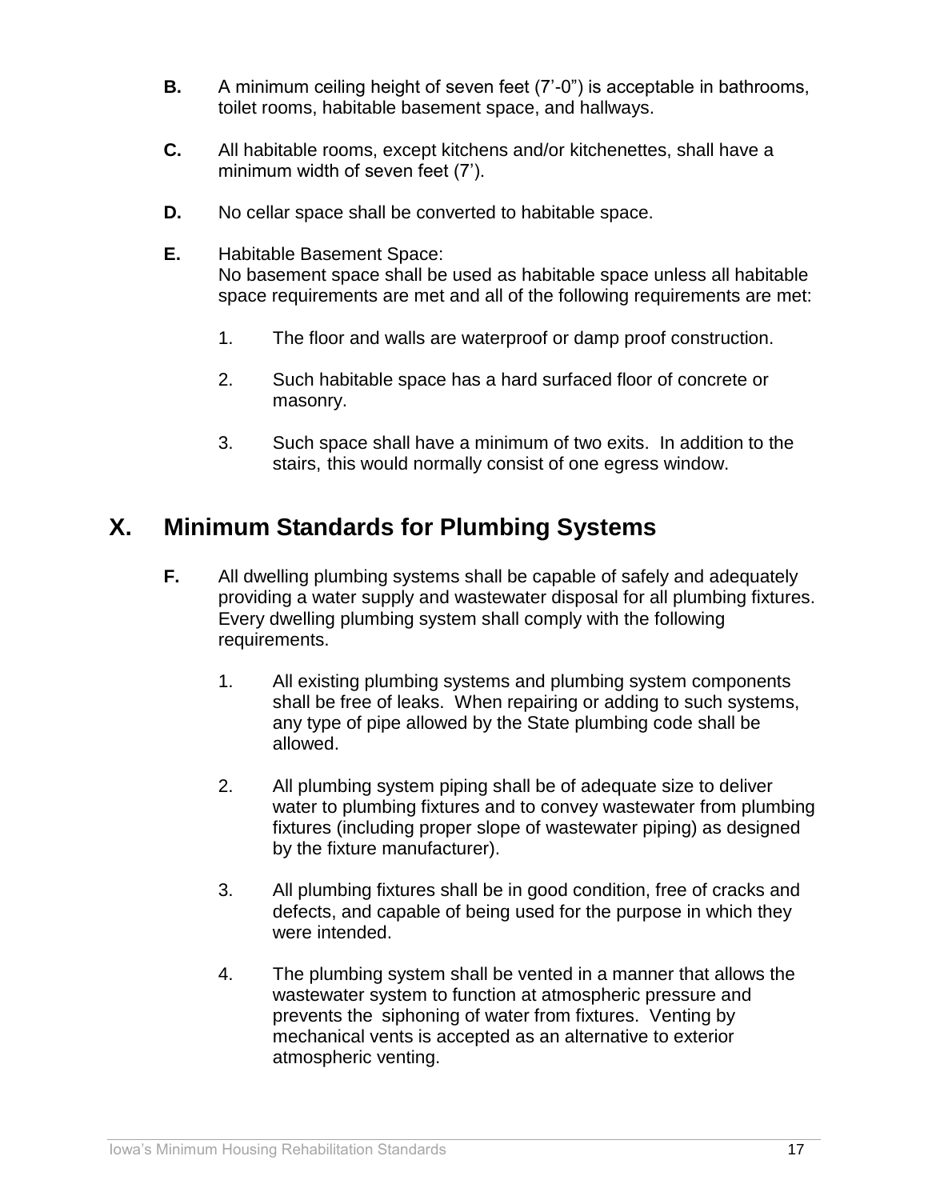**B.** A minimum ceiling height of seven feet (7'-0") is acceptable in bathrooms, toilet rooms, habitable basement space, and hallways.

**C.** All habitable rooms, except kitchens and/or kitchenettes, shall have a minimum width of seven feet (7').

**D.** No cellar space shall be converted to habitable space.

**E.** Habitable Basement Space:
No basement space shall be used as habitable space unless all habitable space requirements are met and all of the following requirements are met:

1. The floor and walls are waterproof or damp proof construction.

2. Such habitable space has a hard surfaced floor of concrete or masonry.

3. Such space shall have a minimum of two exits. In addition to the stairs, this would normally consist of one egress window.

## X. Minimum Standards for Plumbing Systems

**F.** All dwelling plumbing systems shall be capable of safely and adequately providing a water supply and wastewater disposal for all plumbing fixtures. Every dwelling plumbing system shall comply with the following requirements.

1. All existing plumbing systems and plumbing system components shall be free of leaks. When repairing or adding to such systems, any type of pipe allowed by the State plumbing code shall be allowed.

2. All plumbing system piping shall be of adequate size to deliver water to plumbing fixtures and to convey wastewater from plumbing fixtures (including proper slope of wastewater piping) as designed by the fixture manufacturer).

3. All plumbing fixtures shall be in good condition, free of cracks and defects, and capable of being used for the purpose in which they were intended.

4. The plumbing system shall be vented in a manner that allows the wastewater system to function at atmospheric pressure and prevents the siphoning of water from fixtures. Venting by mechanical vents is accepted as an alternative to exterior atmospheric venting.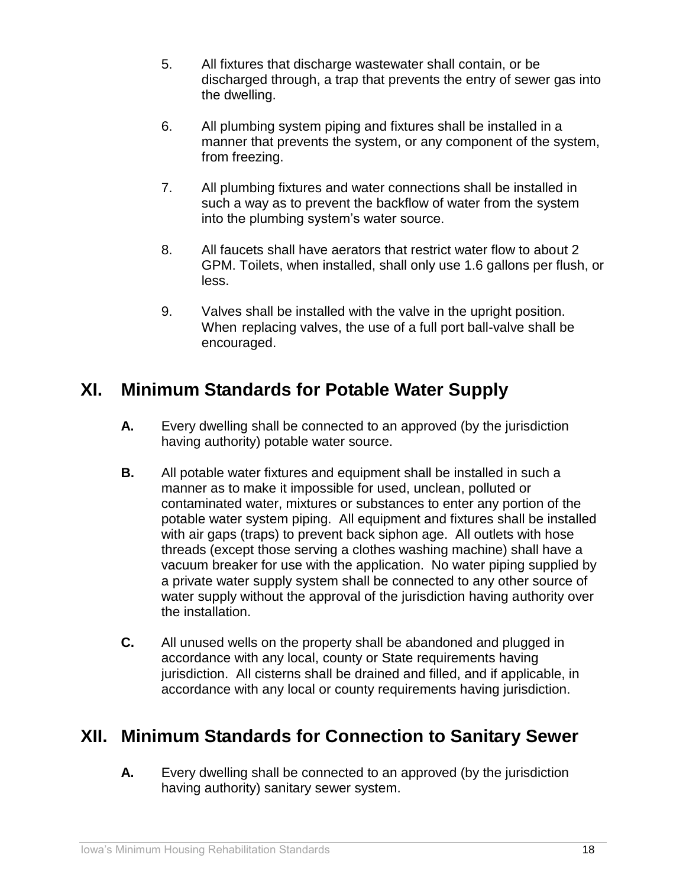5. All fixtures that discharge wastewater shall contain, or be discharged through, a trap that prevents the entry of sewer gas into the dwelling.

6. All plumbing system piping and fixtures shall be installed in a manner that prevents the system, or any component of the system, from freezing.

7. All plumbing fixtures and water connections shall be installed in such a way as to prevent the backflow of water from the system into the plumbing system's water source.

8. All faucets shall have aerators that restrict water flow to about 2 GPM. Toilets, when installed, shall only use 1.6 gallons per flush, or less.

9. Valves shall be installed with the valve in the upright position. When replacing valves, the use of a full port ball-valve shall be encouraged.

## XI. Minimum Standards for Potable Water Supply

**A.** Every dwelling shall be connected to an approved (by the jurisdiction having authority) potable water source.

**B.** All potable water fixtures and equipment shall be installed in such a manner as to make it impossible for used, unclean, polluted or contaminated water, mixtures or substances to enter any portion of the potable water system piping. All equipment and fixtures shall be installed with air gaps (traps) to prevent back siphon age. All outlets with hose threads (except those serving a clothes washing machine) shall have a vacuum breaker for use with the application. No water piping supplied by a private water supply system shall be connected to any other source of water supply without the approval of the jurisdiction having authority over the installation.

**C.** All unused wells on the property shall be abandoned and plugged in accordance with any local, county or State requirements having jurisdiction. All cisterns shall be drained and filled, and if applicable, in accordance with any local or county requirements having jurisdiction.

## XII. Minimum Standards for Connection to Sanitary Sewer

**A.** Every dwelling shall be connected to an approved (by the jurisdiction having authority) sanitary sewer system.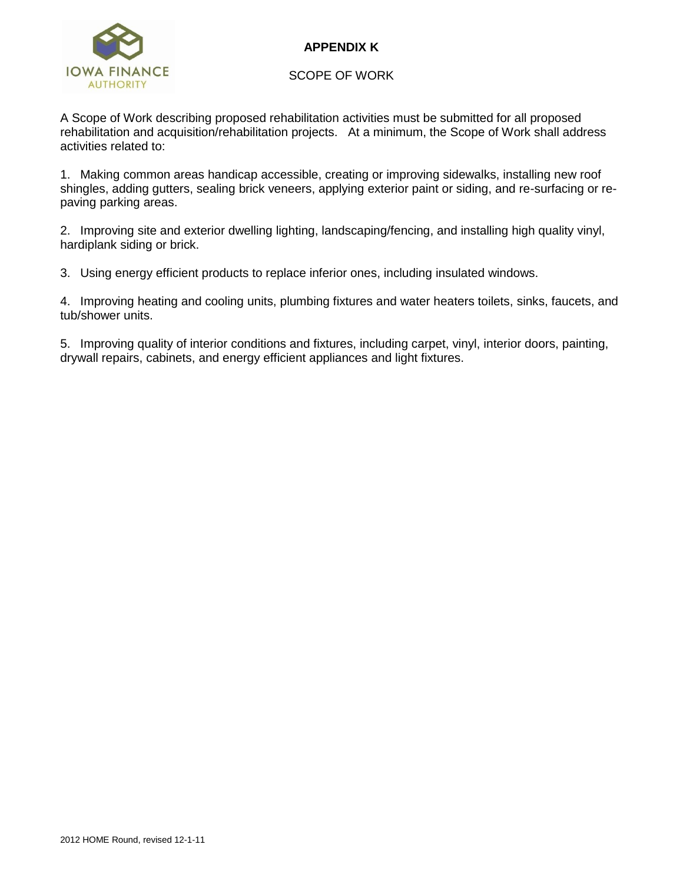# APPENDIX K

SCOPE OF WORK

A Scope of Work describing proposed rehabilitation activities must be submitted for all proposed rehabilitation and acquisition/rehabilitation projects. At a minimum, the Scope of Work shall address activities related to:

1. Making common areas handicap accessible, creating or improving sidewalks, installing new roof shingles, adding gutters, sealing brick veneers, applying exterior paint or siding, and re-surfacing or re-paving parking areas.

2. Improving site and exterior dwelling lighting, landscaping/fencing, and installing high quality vinyl, hardiplank siding or brick.

3. Using energy efficient products to replace inferior ones, including insulated windows.

4. Improving heating and cooling units, plumbing fixtures and water heaters toilets, sinks, faucets, and tub/shower units.

5. Improving quality of interior conditions and fixtures, including carpet, vinyl, interior doors, painting, drywall repairs, cabinets, and energy efficient appliances and light fixtures.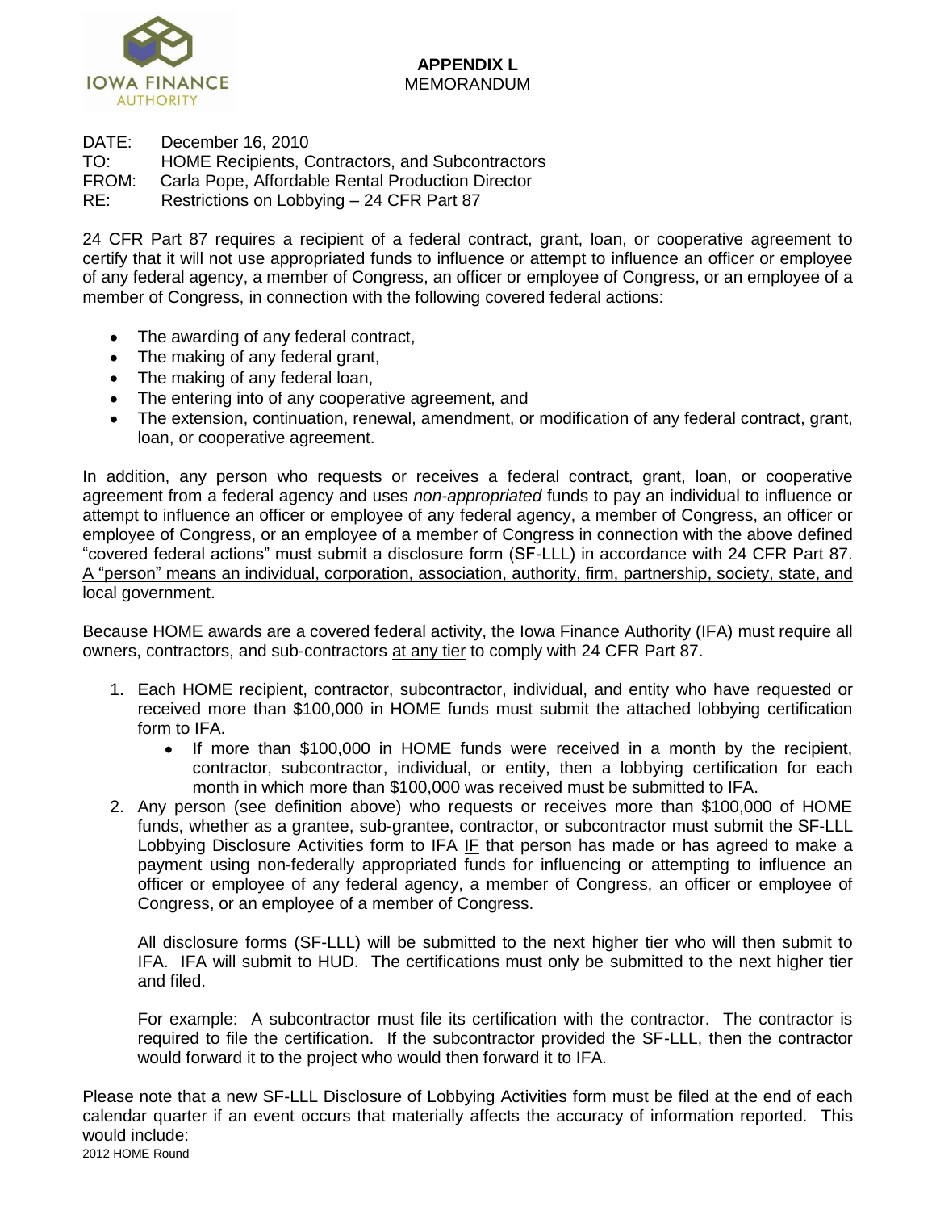**APPENDIX L**
MEMORANDUM

DATE: December 16, 2010
TO: HOME Recipients, Contractors, and Subcontractors
FROM: Carla Pope, Affordable Rental Production Director
RE: Restrictions on Lobbying – 24 CFR Part 87

24 CFR Part 87 requires a recipient of a federal contract, grant, loan, or cooperative agreement to certify that it will not use appropriated funds to influence or attempt to influence an officer or employee of any federal agency, a member of Congress, an officer or employee of Congress, or an employee of a member of Congress, in connection with the following covered federal actions:

- The awarding of any federal contract,
- The making of any federal grant,
- The making of any federal loan,
- The entering into of any cooperative agreement, and
- The extension, continuation, renewal, amendment, or modification of any federal contract, grant, loan, or cooperative agreement.

In addition, any person who requests or receives a federal contract, grant, loan, or cooperative agreement from a federal agency and uses *non-appropriated* funds to pay an individual to influence or attempt to influence an officer or employee of any federal agency, a member of Congress, an officer or employee of Congress, or an employee of a member of Congress in connection with the above defined "covered federal actions" must submit a disclosure form (SF-LLL) in accordance with 24 CFR Part 87. <u>A "person" means an individual, corporation, association, authority, firm, partnership, society, state, and local government</u>.

Because HOME awards are a covered federal activity, the Iowa Finance Authority (IFA) must require all owners, contractors, and sub-contractors <u>at any tier</u> to comply with 24 CFR Part 87.

1. Each HOME recipient, contractor, subcontractor, individual, and entity who have requested or received more than $100,000 in HOME funds must submit the attached lobbying certification form to IFA.
   - If more than $100,000 in HOME funds were received in a month by the recipient, contractor, subcontractor, individual, or entity, then a lobbying certification for each month in which more than $100,000 was received must be submitted to IFA.
2. Any person (see definition above) who requests or receives more than $100,000 of HOME funds, whether as a grantee, sub-grantee, contractor, or subcontractor must submit the SF-LLL Lobbying Disclosure Activities form to IFA <u>IF</u> that person has made or has agreed to make a payment using non-federally appropriated funds for influencing or attempting to influence an officer or employee of any federal agency, a member of Congress, an officer or employee of Congress, or an employee of a member of Congress.

   All disclosure forms (SF-LLL) will be submitted to the next higher tier who will then submit to IFA. IFA will submit to HUD. The certifications must only be submitted to the next higher tier and filed.

   For example: A subcontractor must file its certification with the contractor. The contractor is required to file the certification. If the subcontractor provided the SF-LLL, then the contractor would forward it to the project who would then forward it to IFA.

Please note that a new SF-LLL Disclosure of Lobbying Activities form must be filed at the end of each calendar quarter if an event occurs that materially affects the accuracy of information reported. This would include: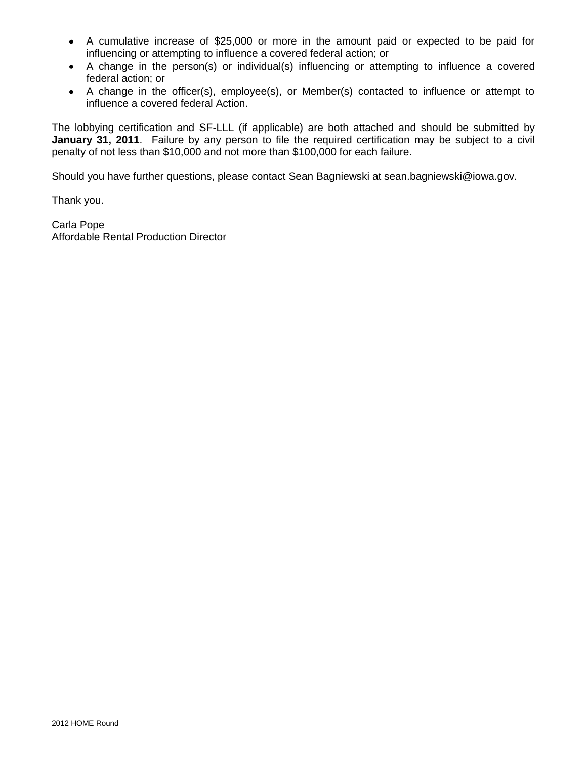- A cumulative increase of $25,000 or more in the amount paid or expected to be paid for influencing or attempting to influence a covered federal action; or
- A change in the person(s) or individual(s) influencing or attempting to influence a covered federal action; or
- A change in the officer(s), employee(s), or Member(s) contacted to influence or attempt to influence a covered federal Action.

The lobbying certification and SF-LLL (if applicable) are both attached and should be submitted by **January 31, 2011**. Failure by any person to file the required certification may be subject to a civil penalty of not less than $10,000 and not more than $100,000 for each failure.

Should you have further questions, please contact Sean Bagniewski at sean.bagniewski@iowa.gov.

Thank you.

Carla Pope
Affordable Rental Production Director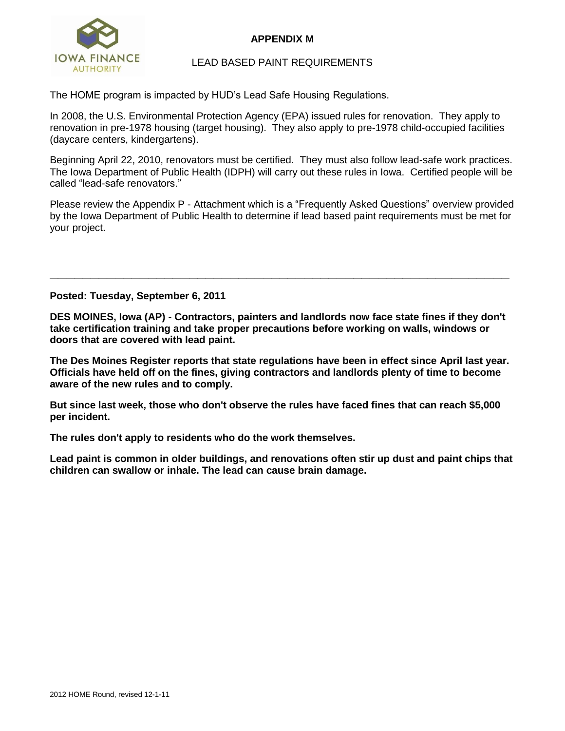# APPENDIX M

## LEAD BASED PAINT REQUIREMENTS

The HOME program is impacted by HUD's Lead Safe Housing Regulations.

In 2008, the U.S. Environmental Protection Agency (EPA) issued rules for renovation. They apply to renovation in pre-1978 housing (target housing). They also apply to pre-1978 child-occupied facilities (daycare centers, kindergartens).

Beginning April 22, 2010, renovators must be certified. They must also follow lead-safe work practices. The Iowa Department of Public Health (IDPH) will carry out these rules in Iowa. Certified people will be called "lead-safe renovators."

Please review the Appendix P - Attachment which is a "Frequently Asked Questions" overview provided by the Iowa Department of Public Health to determine if lead based paint requirements must be met for your project.

---

**Posted: Tuesday, September 6, 2011**

**DES MOINES, Iowa (AP) - Contractors, painters and landlords now face state fines if they don't take certification training and take proper precautions before working on walls, windows or doors that are covered with lead paint.**

**The Des Moines Register reports that state regulations have been in effect since April last year. Officials have held off on the fines, giving contractors and landlords plenty of time to become aware of the new rules and to comply.**

**But since last week, those who don't observe the rules have faced fines that can reach $5,000 per incident.**

**The rules don't apply to residents who do the work themselves.**

**Lead paint is common in older buildings, and renovations often stir up dust and paint chips that children can swallow or inhale. The lead can cause brain damage.**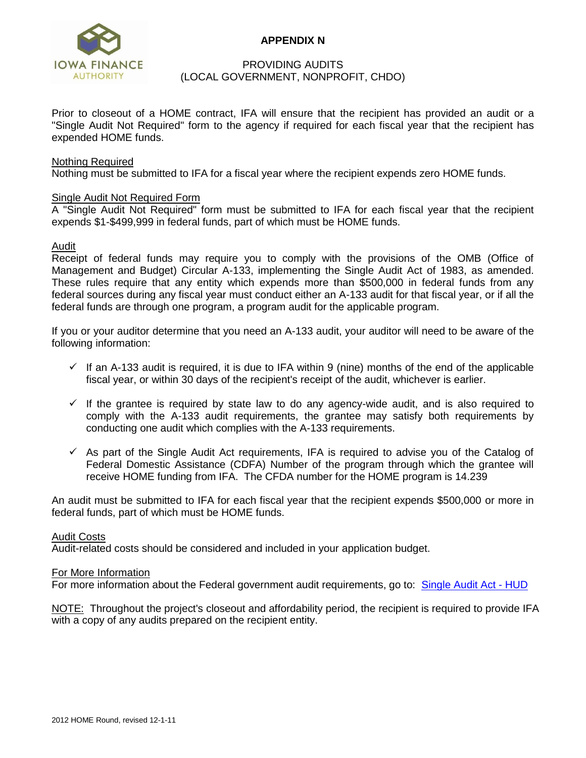# APPENDIX N

## PROVIDING AUDITS
## (LOCAL GOVERNMENT, NONPROFIT, CHDO)

Prior to closeout of a HOME contract, IFA will ensure that the recipient has provided an audit or a "Single Audit Not Required" form to the agency if required for each fiscal year that the recipient has expended HOME funds.

Nothing Required

Nothing must be submitted to IFA for a fiscal year where the recipient expends zero HOME funds.

Single Audit Not Required Form

A "Single Audit Not Required" form must be submitted to IFA for each fiscal year that the recipient expends $1-$499,999 in federal funds, part of which must be HOME funds.

Audit

Receipt of federal funds may require you to comply with the provisions of the OMB (Office of Management and Budget) Circular A-133, implementing the Single Audit Act of 1983, as amended. These rules require that any entity which expends more than $500,000 in federal funds from any federal sources during any fiscal year must conduct either an A-133 audit for that fiscal year, or if all the federal funds are through one program, a program audit for the applicable program.

If you or your auditor determine that you need an A-133 audit, your auditor will need to be aware of the following information:

- ✓ If an A-133 audit is required, it is due to IFA within 9 (nine) months of the end of the applicable fiscal year, or within 30 days of the recipient's receipt of the audit, whichever is earlier.
- ✓ If the grantee is required by state law to do any agency-wide audit, and is also required to comply with the A-133 audit requirements, the grantee may satisfy both requirements by conducting one audit which complies with the A-133 requirements.
- ✓ As part of the Single Audit Act requirements, IFA is required to advise you of the Catalog of Federal Domestic Assistance (CDFA) Number of the program through which the grantee will receive HOME funding from IFA. The CFDA number for the HOME program is 14.239

An audit must be submitted to IFA for each fiscal year that the recipient expends $500,000 or more in federal funds, part of which must be HOME funds.

Audit Costs

Audit-related costs should be considered and included in your application budget.

For More Information

For more information about the Federal government audit requirements, go to: Single Audit Act - HUD

NOTE: Throughout the project's closeout and affordability period, the recipient is required to provide IFA with a copy of any audits prepared on the recipient entity.

2012 HOME Round, revised 12-1-11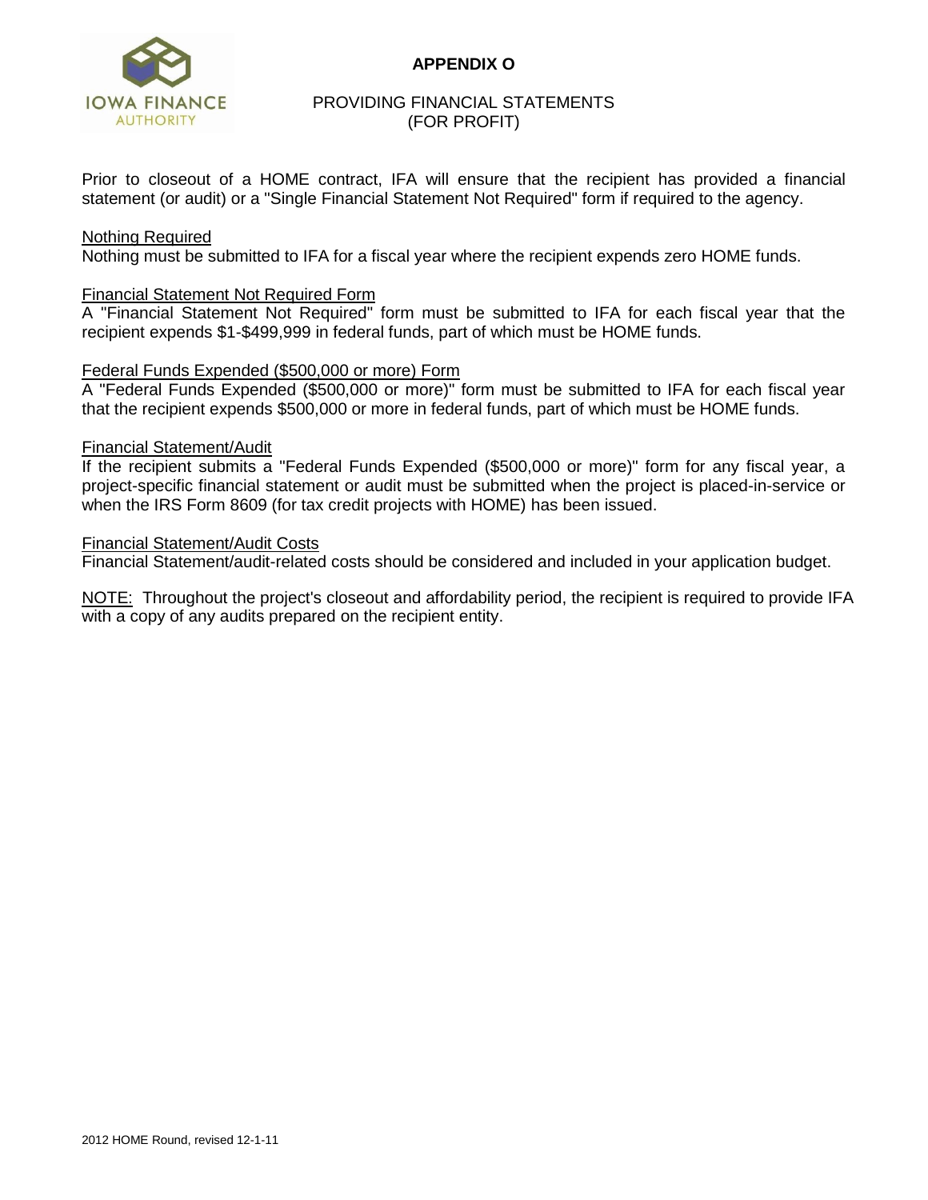# APPENDIX O

## PROVIDING FINANCIAL STATEMENTS (FOR PROFIT)

Prior to closeout of a HOME contract, IFA will ensure that the recipient has provided a financial statement (or audit) or a "Single Financial Statement Not Required" form if required to the agency.

Nothing Required
Nothing must be submitted to IFA for a fiscal year where the recipient expends zero HOME funds.

Financial Statement Not Required Form
A "Financial Statement Not Required" form must be submitted to IFA for each fiscal year that the recipient expends $1-$499,999 in federal funds, part of which must be HOME funds.

Federal Funds Expended ($500,000 or more) Form
A "Federal Funds Expended ($500,000 or more)" form must be submitted to IFA for each fiscal year that the recipient expends $500,000 or more in federal funds, part of which must be HOME funds.

Financial Statement/Audit
If the recipient submits a "Federal Funds Expended ($500,000 or more)" form for any fiscal year, a project-specific financial statement or audit must be submitted when the project is placed-in-service or when the IRS Form 8609 (for tax credit projects with HOME) has been issued.

Financial Statement/Audit Costs
Financial Statement/audit-related costs should be considered and included in your application budget.

NOTE: Throughout the project's closeout and affordability period, the recipient is required to provide IFA with a copy of any audits prepared on the recipient entity.